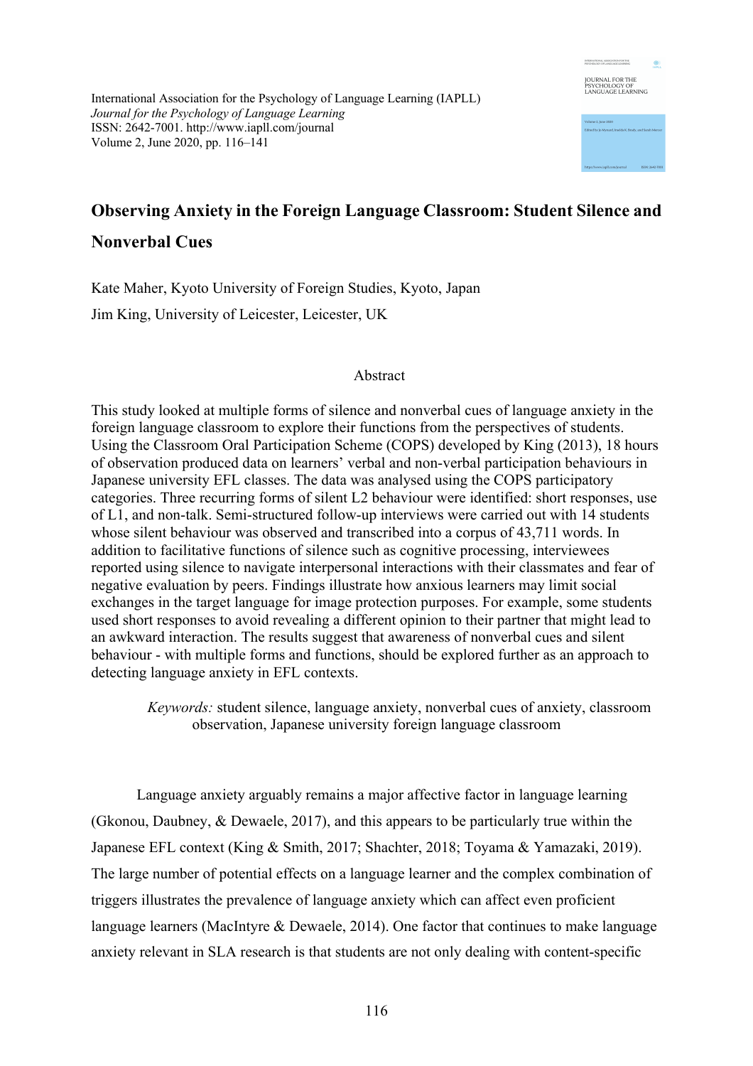International Association for the Psychology of Language Learning (IAPLL)
*Journal for the Psychology of Language Learning*
ISSN: 2642-7001. http://www.iapll.com/journal
Volume 2, June 2020, pp. 116–141

# Observing Anxiety in the Foreign Language Classroom: Student Silence and Nonverbal Cues

Kate Maher, Kyoto University of Foreign Studies, Kyoto, Japan

Jim King, University of Leicester, Leicester, UK

## Abstract

This study looked at multiple forms of silence and nonverbal cues of language anxiety in the foreign language classroom to explore their functions from the perspectives of students. Using the Classroom Oral Participation Scheme (COPS) developed by King (2013), 18 hours of observation produced data on learners' verbal and non-verbal participation behaviours in Japanese university EFL classes. The data was analysed using the COPS participatory categories. Three recurring forms of silent L2 behaviour were identified: short responses, use of L1, and non-talk. Semi-structured follow-up interviews were carried out with 14 students whose silent behaviour was observed and transcribed into a corpus of 43,711 words. In addition to facilitative functions of silence such as cognitive processing, interviewees reported using silence to navigate interpersonal interactions with their classmates and fear of negative evaluation by peers. Findings illustrate how anxious learners may limit social exchanges in the target language for image protection purposes. For example, some students used short responses to avoid revealing a different opinion to their partner that might lead to an awkward interaction. The results suggest that awareness of nonverbal cues and silent behaviour - with multiple forms and functions, should be explored further as an approach to detecting language anxiety in EFL contexts.

*Keywords:* student silence, language anxiety, nonverbal cues of anxiety, classroom observation, Japanese university foreign language classroom

Language anxiety arguably remains a major affective factor in language learning (Gkonou, Daubney, & Dewaele, 2017), and this appears to be particularly true within the Japanese EFL context (King & Smith, 2017; Shachter, 2018; Toyama & Yamazaki, 2019). The large number of potential effects on a language learner and the complex combination of triggers illustrates the prevalence of language anxiety which can affect even proficient language learners (MacIntyre & Dewaele, 2014). One factor that continues to make language anxiety relevant in SLA research is that students are not only dealing with content-specific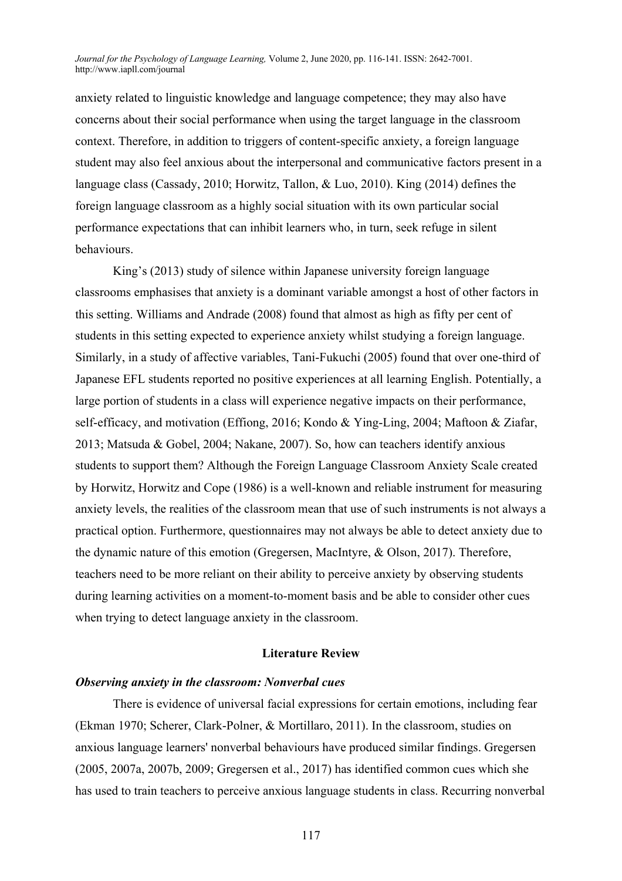anxiety related to linguistic knowledge and language competence; they may also have concerns about their social performance when using the target language in the classroom context. Therefore, in addition to triggers of content-specific anxiety, a foreign language student may also feel anxious about the interpersonal and communicative factors present in a language class (Cassady, 2010; Horwitz, Tallon, & Luo, 2010). King (2014) defines the foreign language classroom as a highly social situation with its own particular social performance expectations that can inhibit learners who, in turn, seek refuge in silent behaviours.

King's (2013) study of silence within Japanese university foreign language classrooms emphasises that anxiety is a dominant variable amongst a host of other factors in this setting. Williams and Andrade (2008) found that almost as high as fifty per cent of students in this setting expected to experience anxiety whilst studying a foreign language. Similarly, in a study of affective variables, Tani-Fukuchi (2005) found that over one-third of Japanese EFL students reported no positive experiences at all learning English. Potentially, a large portion of students in a class will experience negative impacts on their performance, self-efficacy, and motivation (Effiong, 2016; Kondo & Ying-Ling, 2004; Maftoon & Ziafar, 2013; Matsuda & Gobel, 2004; Nakane, 2007). So, how can teachers identify anxious students to support them? Although the Foreign Language Classroom Anxiety Scale created by Horwitz, Horwitz and Cope (1986) is a well-known and reliable instrument for measuring anxiety levels, the realities of the classroom mean that use of such instruments is not always a practical option. Furthermore, questionnaires may not always be able to detect anxiety due to the dynamic nature of this emotion (Gregersen, MacIntyre, & Olson, 2017). Therefore, teachers need to be more reliant on their ability to perceive anxiety by observing students during learning activities on a moment-to-moment basis and be able to consider other cues when trying to detect language anxiety in the classroom.

## Literature Review

### *Observing anxiety in the classroom: Nonverbal cues*

There is evidence of universal facial expressions for certain emotions, including fear (Ekman 1970; Scherer, Clark-Polner, & Mortillaro, 2011). In the classroom, studies on anxious language learners' nonverbal behaviours have produced similar findings. Gregersen (2005, 2007a, 2007b, 2009; Gregersen et al., 2017) has identified common cues which she has used to train teachers to perceive anxious language students in class. Recurring nonverbal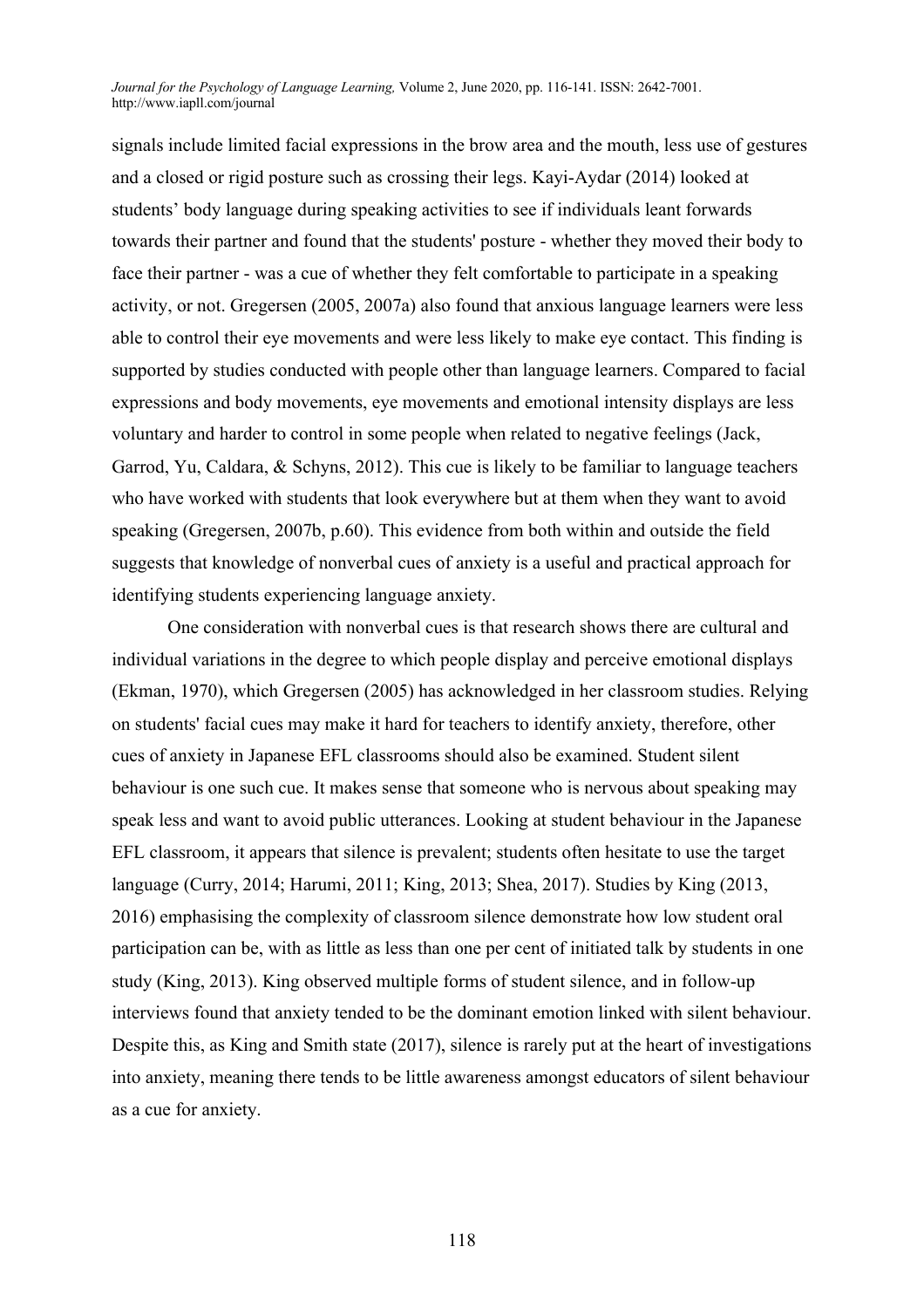signals include limited facial expressions in the brow area and the mouth, less use of gestures and a closed or rigid posture such as crossing their legs. Kayi-Aydar (2014) looked at students' body language during speaking activities to see if individuals leant forwards towards their partner and found that the students' posture - whether they moved their body to face their partner - was a cue of whether they felt comfortable to participate in a speaking activity, or not. Gregersen (2005, 2007a) also found that anxious language learners were less able to control their eye movements and were less likely to make eye contact. This finding is supported by studies conducted with people other than language learners. Compared to facial expressions and body movements, eye movements and emotional intensity displays are less voluntary and harder to control in some people when related to negative feelings (Jack, Garrod, Yu, Caldara, & Schyns, 2012). This cue is likely to be familiar to language teachers who have worked with students that look everywhere but at them when they want to avoid speaking (Gregersen, 2007b, p.60). This evidence from both within and outside the field suggests that knowledge of nonverbal cues of anxiety is a useful and practical approach for identifying students experiencing language anxiety.

One consideration with nonverbal cues is that research shows there are cultural and individual variations in the degree to which people display and perceive emotional displays (Ekman, 1970), which Gregersen (2005) has acknowledged in her classroom studies. Relying on students' facial cues may make it hard for teachers to identify anxiety, therefore, other cues of anxiety in Japanese EFL classrooms should also be examined. Student silent behaviour is one such cue. It makes sense that someone who is nervous about speaking may speak less and want to avoid public utterances. Looking at student behaviour in the Japanese EFL classroom, it appears that silence is prevalent; students often hesitate to use the target language (Curry, 2014; Harumi, 2011; King, 2013; Shea, 2017). Studies by King (2013, 2016) emphasising the complexity of classroom silence demonstrate how low student oral participation can be, with as little as less than one per cent of initiated talk by students in one study (King, 2013). King observed multiple forms of student silence, and in follow-up interviews found that anxiety tended to be the dominant emotion linked with silent behaviour. Despite this, as King and Smith state (2017), silence is rarely put at the heart of investigations into anxiety, meaning there tends to be little awareness amongst educators of silent behaviour as a cue for anxiety.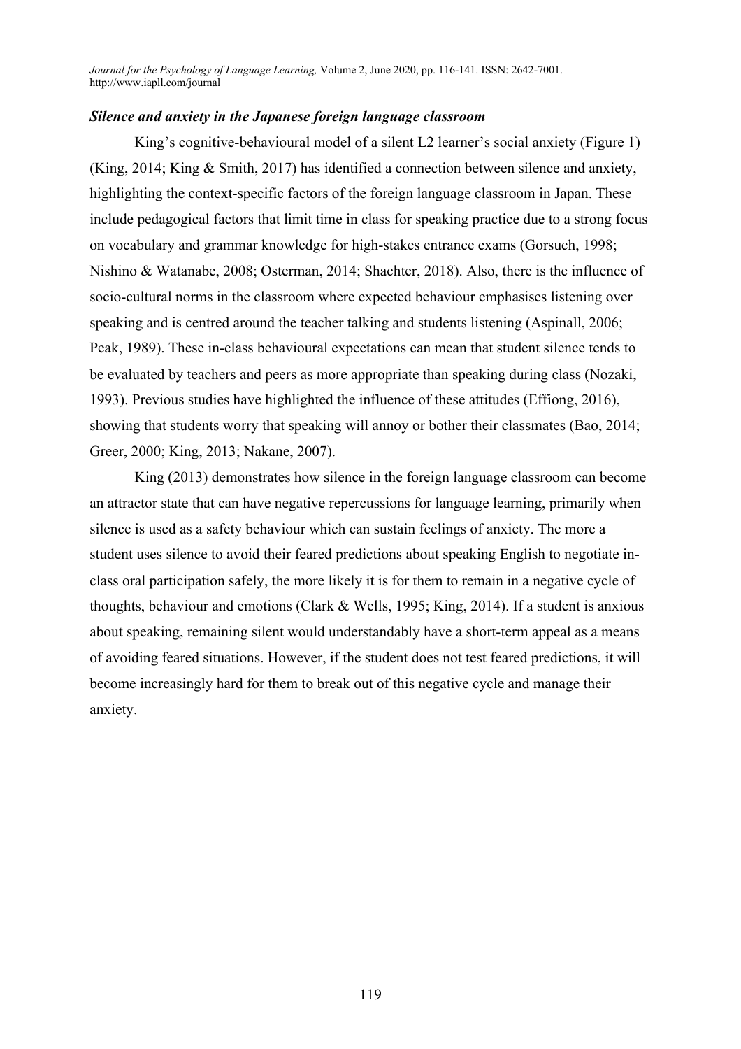### *Silence and anxiety in the Japanese foreign language classroom*

King's cognitive-behavioural model of a silent L2 learner's social anxiety (Figure 1) (King, 2014; King & Smith, 2017) has identified a connection between silence and anxiety, highlighting the context-specific factors of the foreign language classroom in Japan. These include pedagogical factors that limit time in class for speaking practice due to a strong focus on vocabulary and grammar knowledge for high-stakes entrance exams (Gorsuch, 1998; Nishino & Watanabe, 2008; Osterman, 2014; Shachter, 2018). Also, there is the influence of socio-cultural norms in the classroom where expected behaviour emphasises listening over speaking and is centred around the teacher talking and students listening (Aspinall, 2006; Peak, 1989). These in-class behavioural expectations can mean that student silence tends to be evaluated by teachers and peers as more appropriate than speaking during class (Nozaki, 1993). Previous studies have highlighted the influence of these attitudes (Effiong, 2016), showing that students worry that speaking will annoy or bother their classmates (Bao, 2014; Greer, 2000; King, 2013; Nakane, 2007).

King (2013) demonstrates how silence in the foreign language classroom can become an attractor state that can have negative repercussions for language learning, primarily when silence is used as a safety behaviour which can sustain feelings of anxiety. The more a student uses silence to avoid their feared predictions about speaking English to negotiate in-class oral participation safely, the more likely it is for them to remain in a negative cycle of thoughts, behaviour and emotions (Clark & Wells, 1995; King, 2014). If a student is anxious about speaking, remaining silent would understandably have a short-term appeal as a means of avoiding feared situations. However, if the student does not test feared predictions, it will become increasingly hard for them to break out of this negative cycle and manage their anxiety.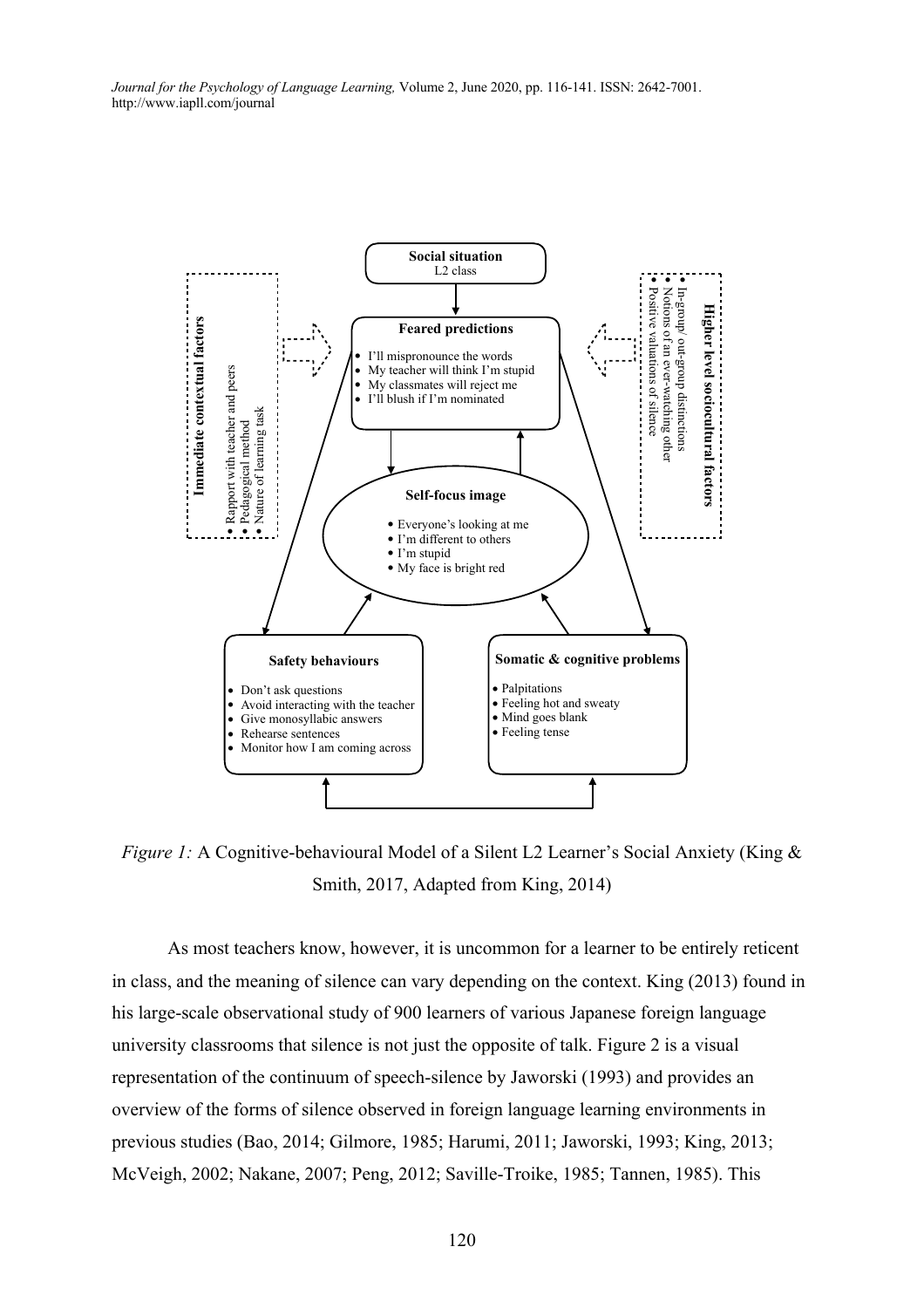**Social situation**
L2 class

**Immediate contextual factors**

- Rapport with teacher and peers
- Pedagogical method
- Nature of learning task

**Higher level sociocultural factors**

- In-group/ out-group distinctions
- Notions of an ever-watching other
- Positive valuations of silence

**Feared predictions**

- I'll mispronounce the words
- My teacher will think I'm stupid
- My classmates will reject me
- I'll blush if I'm nominated

**Self-focus image**

- Everyone's looking at me
- I'm different to others
- I'm stupid
- My face is bright red

**Safety behaviours**

- Don't ask questions
- Avoid interacting with the teacher
- Give monosyllabic answers
- Rehearse sentences
- Monitor how I am coming across

**Somatic & cognitive problems**

- Palpitations
- Feeling hot and sweaty
- Mind goes blank
- Feeling tense

*Figure 1:* A Cognitive-behavioural Model of a Silent L2 Learner's Social Anxiety (King & Smith, 2017, Adapted from King, 2014)

As most teachers know, however, it is uncommon for a learner to be entirely reticent in class, and the meaning of silence can vary depending on the context. King (2013) found in his large-scale observational study of 900 learners of various Japanese foreign language university classrooms that silence is not just the opposite of talk. Figure 2 is a visual representation of the continuum of speech-silence by Jaworski (1993) and provides an overview of the forms of silence observed in foreign language learning environments in previous studies (Bao, 2014; Gilmore, 1985; Harumi, 2011; Jaworski, 1993; King, 2013; McVeigh, 2002; Nakane, 2007; Peng, 2012; Saville-Troike, 1985; Tannen, 1985). This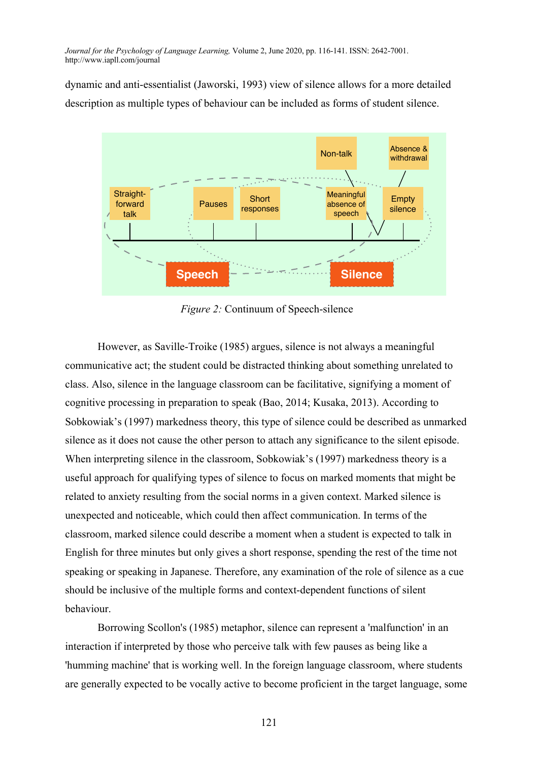dynamic and anti-essentialist (Jaworski, 1993) view of silence allows for a more detailed description as multiple types of behaviour can be included as forms of student silence.

*Figure 2:* Continuum of Speech-silence

However, as Saville-Troike (1985) argues, silence is not always a meaningful communicative act; the student could be distracted thinking about something unrelated to class. Also, silence in the language classroom can be facilitative, signifying a moment of cognitive processing in preparation to speak (Bao, 2014; Kusaka, 2013). According to Sobkowiak's (1997) markedness theory, this type of silence could be described as unmarked silence as it does not cause the other person to attach any significance to the silent episode. When interpreting silence in the classroom, Sobkowiak's (1997) markedness theory is a useful approach for qualifying types of silence to focus on marked moments that might be related to anxiety resulting from the social norms in a given context. Marked silence is unexpected and noticeable, which could then affect communication. In terms of the classroom, marked silence could describe a moment when a student is expected to talk in English for three minutes but only gives a short response, spending the rest of the time not speaking or speaking in Japanese. Therefore, any examination of the role of silence as a cue should be inclusive of the multiple forms and context-dependent functions of silent behaviour.

Borrowing Scollon's (1985) metaphor, silence can represent a 'malfunction' in an interaction if interpreted by those who perceive talk with few pauses as being like a 'humming machine' that is working well. In the foreign language classroom, where students are generally expected to be vocally active to become proficient in the target language, some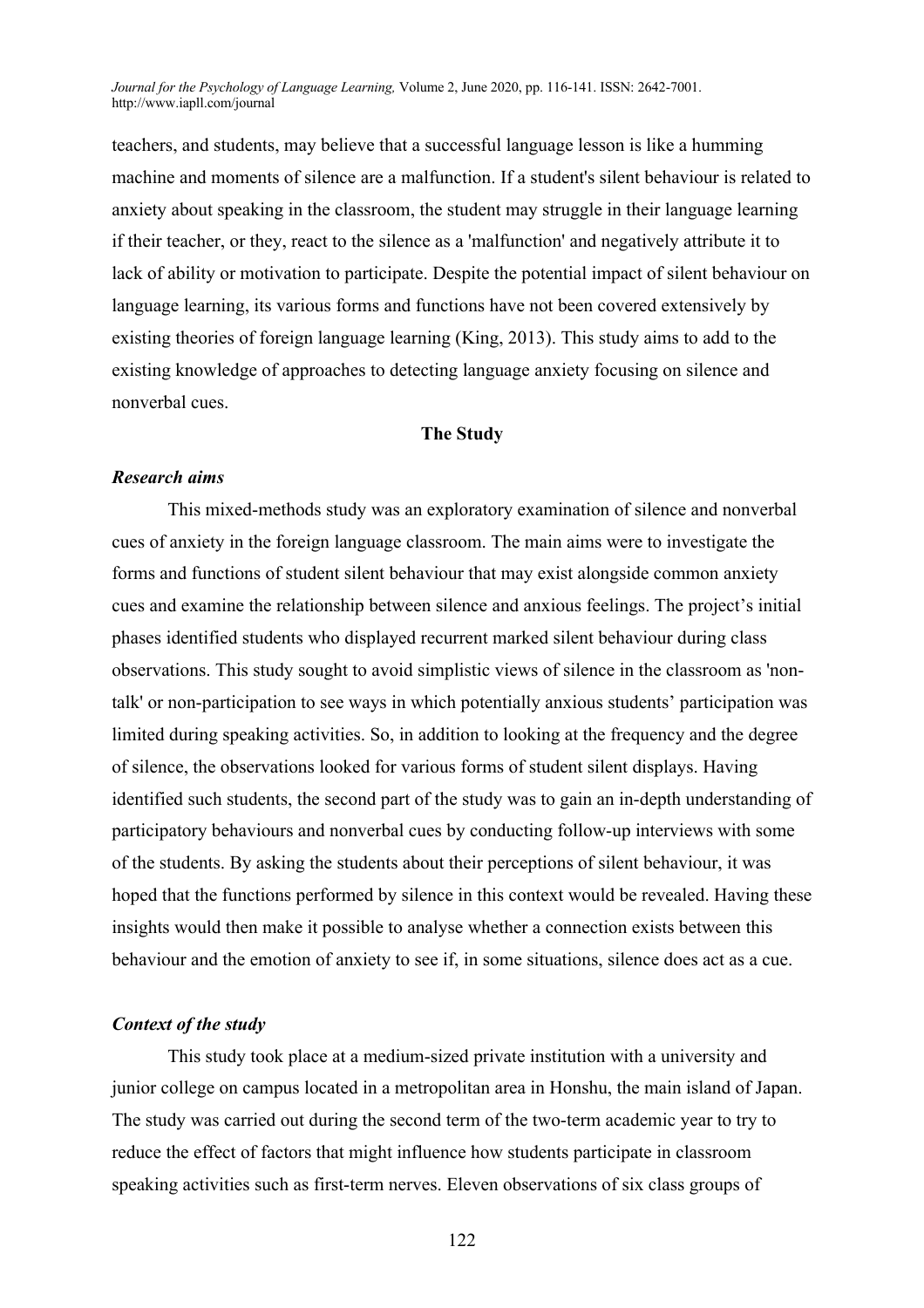teachers, and students, may believe that a successful language lesson is like a humming machine and moments of silence are a malfunction. If a student's silent behaviour is related to anxiety about speaking in the classroom, the student may struggle in their language learning if their teacher, or they, react to the silence as a 'malfunction' and negatively attribute it to lack of ability or motivation to participate. Despite the potential impact of silent behaviour on language learning, its various forms and functions have not been covered extensively by existing theories of foreign language learning (King, 2013). This study aims to add to the existing knowledge of approaches to detecting language anxiety focusing on silence and nonverbal cues.

## The Study

### *Research aims*

This mixed-methods study was an exploratory examination of silence and nonverbal cues of anxiety in the foreign language classroom. The main aims were to investigate the forms and functions of student silent behaviour that may exist alongside common anxiety cues and examine the relationship between silence and anxious feelings. The project's initial phases identified students who displayed recurrent marked silent behaviour during class observations. This study sought to avoid simplistic views of silence in the classroom as 'non-talk' or non-participation to see ways in which potentially anxious students' participation was limited during speaking activities. So, in addition to looking at the frequency and the degree of silence, the observations looked for various forms of student silent displays. Having identified such students, the second part of the study was to gain an in-depth understanding of participatory behaviours and nonverbal cues by conducting follow-up interviews with some of the students. By asking the students about their perceptions of silent behaviour, it was hoped that the functions performed by silence in this context would be revealed. Having these insights would then make it possible to analyse whether a connection exists between this behaviour and the emotion of anxiety to see if, in some situations, silence does act as a cue.

### *Context of the study*

This study took place at a medium-sized private institution with a university and junior college on campus located in a metropolitan area in Honshu, the main island of Japan. The study was carried out during the second term of the two-term academic year to try to reduce the effect of factors that might influence how students participate in classroom speaking activities such as first-term nerves. Eleven observations of six class groups of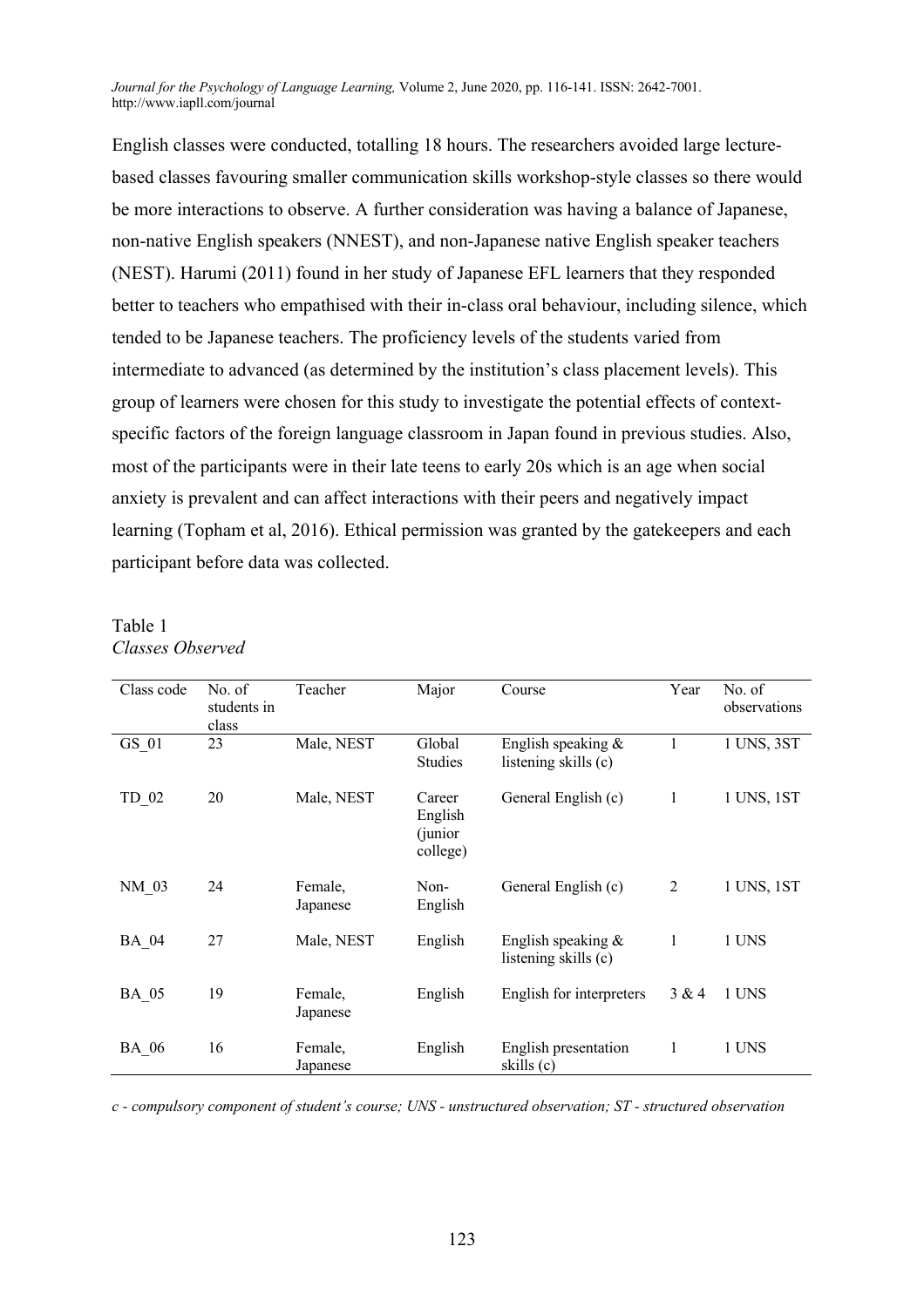English classes were conducted, totalling 18 hours. The researchers avoided large lecture-based classes favouring smaller communication skills workshop-style classes so there would be more interactions to observe. A further consideration was having a balance of Japanese, non-native English speakers (NNEST), and non-Japanese native English speaker teachers (NEST). Harumi (2011) found in her study of Japanese EFL learners that they responded better to teachers who empathised with their in-class oral behaviour, including silence, which tended to be Japanese teachers. The proficiency levels of the students varied from intermediate to advanced (as determined by the institution's class placement levels). This group of learners were chosen for this study to investigate the potential effects of context-specific factors of the foreign language classroom in Japan found in previous studies. Also, most of the participants were in their late teens to early 20s which is an age when social anxiety is prevalent and can affect interactions with their peers and negatively impact learning (Topham et al, 2016). Ethical permission was granted by the gatekeepers and each participant before data was collected.

Table 1
*Classes Observed*

| Class code | No. of students in class | Teacher | Major | Course | Year | No. of observations |
|---|---|---|---|---|---|---|
| GS_01 | 23 | Male, NEST | Global Studies | English speaking & listening skills (c) | 1 | 1 UNS, 3ST |
| TD_02 | 20 | Male, NEST | Career English (junior college) | General English (c) | 1 | 1 UNS, 1ST |
| NM_03 | 24 | Female, Japanese | Non-English | General English (c) | 2 | 1 UNS, 1ST |
| BA_04 | 27 | Male, NEST | English | English speaking & listening skills (c) | 1 | 1 UNS |
| BA_05 | 19 | Female, Japanese | English | English for interpreters | 3 & 4 | 1 UNS |
| BA_06 | 16 | Female, Japanese | English | English presentation skills (c) | 1 | 1 UNS |

*c - compulsory component of student's course; UNS - unstructured observation; ST - structured observation*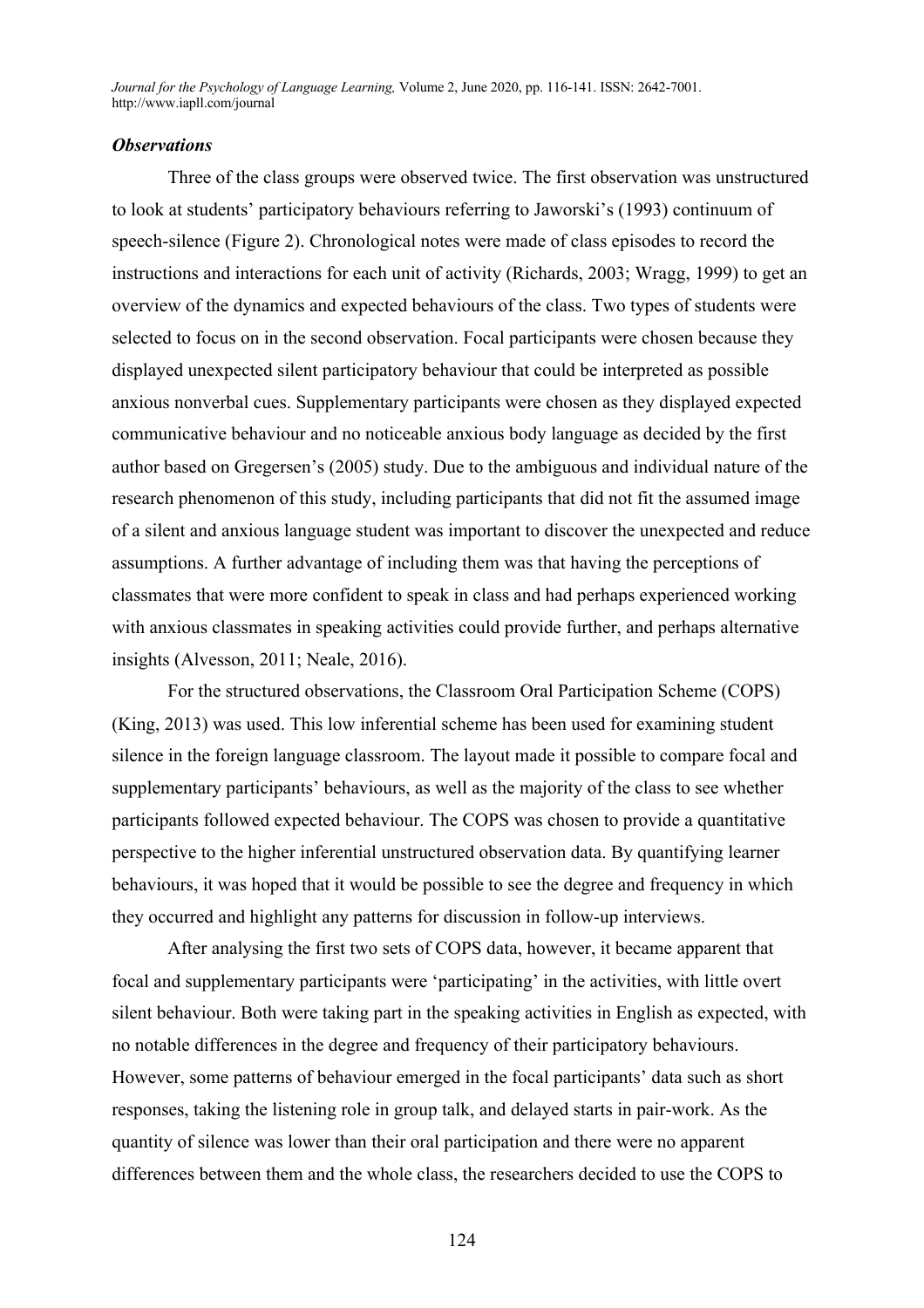### *Observations*

Three of the class groups were observed twice. The first observation was unstructured to look at students' participatory behaviours referring to Jaworski's (1993) continuum of speech-silence (Figure 2). Chronological notes were made of class episodes to record the instructions and interactions for each unit of activity (Richards, 2003; Wragg, 1999) to get an overview of the dynamics and expected behaviours of the class. Two types of students were selected to focus on in the second observation. Focal participants were chosen because they displayed unexpected silent participatory behaviour that could be interpreted as possible anxious nonverbal cues. Supplementary participants were chosen as they displayed expected communicative behaviour and no noticeable anxious body language as decided by the first author based on Gregersen's (2005) study. Due to the ambiguous and individual nature of the research phenomenon of this study, including participants that did not fit the assumed image of a silent and anxious language student was important to discover the unexpected and reduce assumptions. A further advantage of including them was that having the perceptions of classmates that were more confident to speak in class and had perhaps experienced working with anxious classmates in speaking activities could provide further, and perhaps alternative insights (Alvesson, 2011; Neale, 2016).

For the structured observations, the Classroom Oral Participation Scheme (COPS) (King, 2013) was used. This low inferential scheme has been used for examining student silence in the foreign language classroom. The layout made it possible to compare focal and supplementary participants' behaviours, as well as the majority of the class to see whether participants followed expected behaviour. The COPS was chosen to provide a quantitative perspective to the higher inferential unstructured observation data. By quantifying learner behaviours, it was hoped that it would be possible to see the degree and frequency in which they occurred and highlight any patterns for discussion in follow-up interviews.

After analysing the first two sets of COPS data, however, it became apparent that focal and supplementary participants were 'participating' in the activities, with little overt silent behaviour. Both were taking part in the speaking activities in English as expected, with no notable differences in the degree and frequency of their participatory behaviours. However, some patterns of behaviour emerged in the focal participants' data such as short responses, taking the listening role in group talk, and delayed starts in pair-work. As the quantity of silence was lower than their oral participation and there were no apparent differences between them and the whole class, the researchers decided to use the COPS to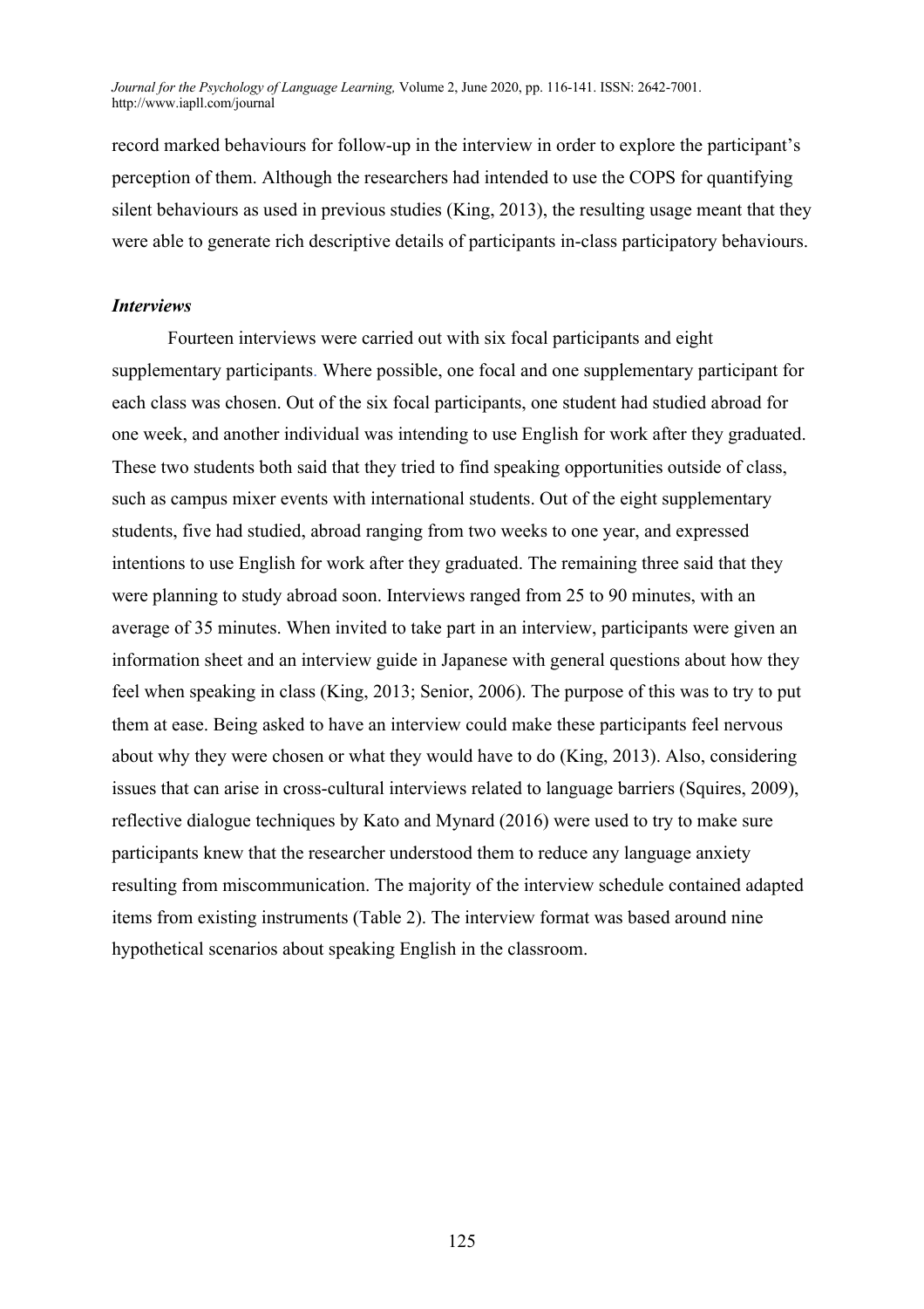record marked behaviours for follow-up in the interview in order to explore the participant's perception of them. Although the researchers had intended to use the COPS for quantifying silent behaviours as used in previous studies (King, 2013), the resulting usage meant that they were able to generate rich descriptive details of participants in-class participatory behaviours.

### *Interviews*

Fourteen interviews were carried out with six focal participants and eight supplementary participants. Where possible, one focal and one supplementary participant for each class was chosen. Out of the six focal participants, one student had studied abroad for one week, and another individual was intending to use English for work after they graduated. These two students both said that they tried to find speaking opportunities outside of class, such as campus mixer events with international students. Out of the eight supplementary students, five had studied, abroad ranging from two weeks to one year, and expressed intentions to use English for work after they graduated. The remaining three said that they were planning to study abroad soon. Interviews ranged from 25 to 90 minutes, with an average of 35 minutes. When invited to take part in an interview, participants were given an information sheet and an interview guide in Japanese with general questions about how they feel when speaking in class (King, 2013; Senior, 2006). The purpose of this was to try to put them at ease. Being asked to have an interview could make these participants feel nervous about why they were chosen or what they would have to do (King, 2013). Also, considering issues that can arise in cross-cultural interviews related to language barriers (Squires, 2009), reflective dialogue techniques by Kato and Mynard (2016) were used to try to make sure participants knew that the researcher understood them to reduce any language anxiety resulting from miscommunication. The majority of the interview schedule contained adapted items from existing instruments (Table 2). The interview format was based around nine hypothetical scenarios about speaking English in the classroom.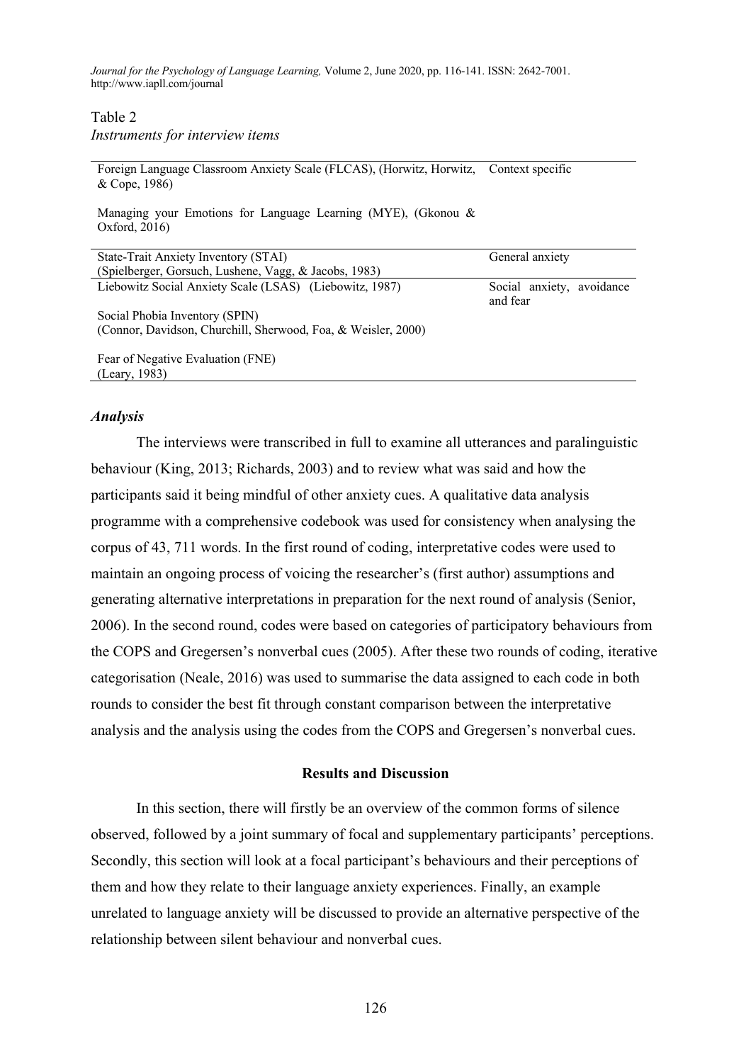Table 2
*Instruments for interview items*

| Instrument | Type |
|---|---|
| Foreign Language Classroom Anxiety Scale (FLCAS), (Horwitz, Horwitz, & Cope, 1986) | Context specific |
| Managing your Emotions for Language Learning (MYE), (Gkonou & Oxford, 2016) | |
| State-Trait Anxiety Inventory (STAI) (Spielberger, Gorsuch, Lushene, Vagg, & Jacobs, 1983) | General anxiety |
| Liebowitz Social Anxiety Scale (LSAS) (Liebowitz, 1987) | Social anxiety, avoidance and fear |
| Social Phobia Inventory (SPIN) (Connor, Davidson, Churchill, Sherwood, Foa, & Weisler, 2000) | |
| Fear of Negative Evaluation (FNE) (Leary, 1983) | |

### *Analysis*

The interviews were transcribed in full to examine all utterances and paralinguistic behaviour (King, 2013; Richards, 2003) and to review what was said and how the participants said it being mindful of other anxiety cues. A qualitative data analysis programme with a comprehensive codebook was used for consistency when analysing the corpus of 43, 711 words. In the first round of coding, interpretative codes were used to maintain an ongoing process of voicing the researcher's (first author) assumptions and generating alternative interpretations in preparation for the next round of analysis (Senior, 2006). In the second round, codes were based on categories of participatory behaviours from the COPS and Gregersen's nonverbal cues (2005). After these two rounds of coding, iterative categorisation (Neale, 2016) was used to summarise the data assigned to each code in both rounds to consider the best fit through constant comparison between the interpretative analysis and the analysis using the codes from the COPS and Gregersen's nonverbal cues.

## Results and Discussion

In this section, there will firstly be an overview of the common forms of silence observed, followed by a joint summary of focal and supplementary participants' perceptions. Secondly, this section will look at a focal participant's behaviours and their perceptions of them and how they relate to their language anxiety experiences. Finally, an example unrelated to language anxiety will be discussed to provide an alternative perspective of the relationship between silent behaviour and nonverbal cues.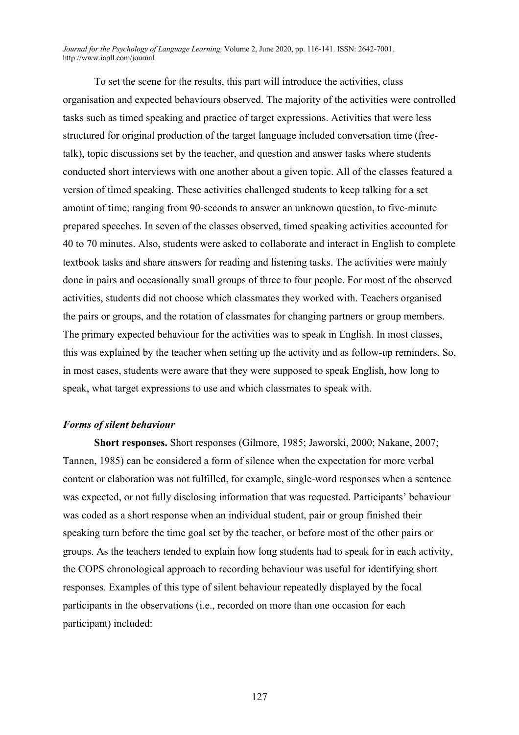To set the scene for the results, this part will introduce the activities, class organisation and expected behaviours observed. The majority of the activities were controlled tasks such as timed speaking and practice of target expressions. Activities that were less structured for original production of the target language included conversation time (free-talk), topic discussions set by the teacher, and question and answer tasks where students conducted short interviews with one another about a given topic. All of the classes featured a version of timed speaking. These activities challenged students to keep talking for a set amount of time; ranging from 90-seconds to answer an unknown question, to five-minute prepared speeches. In seven of the classes observed, timed speaking activities accounted for 40 to 70 minutes. Also, students were asked to collaborate and interact in English to complete textbook tasks and share answers for reading and listening tasks. The activities were mainly done in pairs and occasionally small groups of three to four people. For most of the observed activities, students did not choose which classmates they worked with. Teachers organised the pairs or groups, and the rotation of classmates for changing partners or group members. The primary expected behaviour for the activities was to speak in English. In most classes, this was explained by the teacher when setting up the activity and as follow-up reminders. So, in most cases, students were aware that they were supposed to speak English, how long to speak, what target expressions to use and which classmates to speak with.

### *Forms of silent behaviour*

**Short responses.** Short responses (Gilmore, 1985; Jaworski, 2000; Nakane, 2007; Tannen, 1985) can be considered a form of silence when the expectation for more verbal content or elaboration was not fulfilled, for example, single-word responses when a sentence was expected, or not fully disclosing information that was requested. Participants' behaviour was coded as a short response when an individual student, pair or group finished their speaking turn before the time goal set by the teacher, or before most of the other pairs or groups. As the teachers tended to explain how long students had to speak for in each activity, the COPS chronological approach to recording behaviour was useful for identifying short responses. Examples of this type of silent behaviour repeatedly displayed by the focal participants in the observations (i.e., recorded on more than one occasion for each participant) included: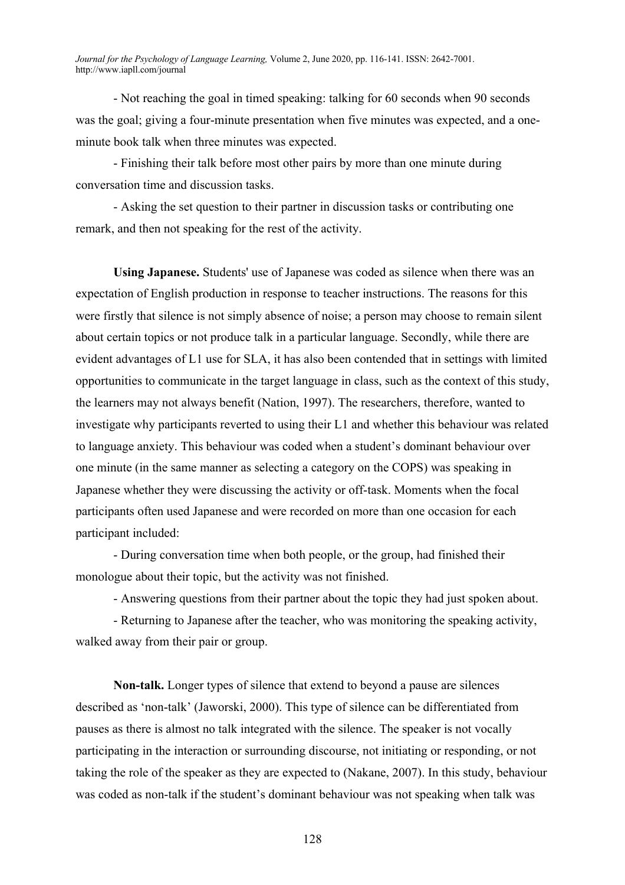- Not reaching the goal in timed speaking: talking for 60 seconds when 90 seconds was the goal; giving a four-minute presentation when five minutes was expected, and a one-minute book talk when three minutes was expected.

- Finishing their talk before most other pairs by more than one minute during conversation time and discussion tasks.

- Asking the set question to their partner in discussion tasks or contributing one remark, and then not speaking for the rest of the activity.

**Using Japanese.** Students' use of Japanese was coded as silence when there was an expectation of English production in response to teacher instructions. The reasons for this were firstly that silence is not simply absence of noise; a person may choose to remain silent about certain topics or not produce talk in a particular language. Secondly, while there are evident advantages of L1 use for SLA, it has also been contended that in settings with limited opportunities to communicate in the target language in class, such as the context of this study, the learners may not always benefit (Nation, 1997). The researchers, therefore, wanted to investigate why participants reverted to using their L1 and whether this behaviour was related to language anxiety. This behaviour was coded when a student's dominant behaviour over one minute (in the same manner as selecting a category on the COPS) was speaking in Japanese whether they were discussing the activity or off-task. Moments when the focal participants often used Japanese and were recorded on more than one occasion for each participant included:

- During conversation time when both people, or the group, had finished their monologue about their topic, but the activity was not finished.

- Answering questions from their partner about the topic they had just spoken about.

- Returning to Japanese after the teacher, who was monitoring the speaking activity, walked away from their pair or group.

**Non-talk.** Longer types of silence that extend to beyond a pause are silences described as 'non-talk' (Jaworski, 2000). This type of silence can be differentiated from pauses as there is almost no talk integrated with the silence. The speaker is not vocally participating in the interaction or surrounding discourse, not initiating or responding, or not taking the role of the speaker as they are expected to (Nakane, 2007). In this study, behaviour was coded as non-talk if the student's dominant behaviour was not speaking when talk was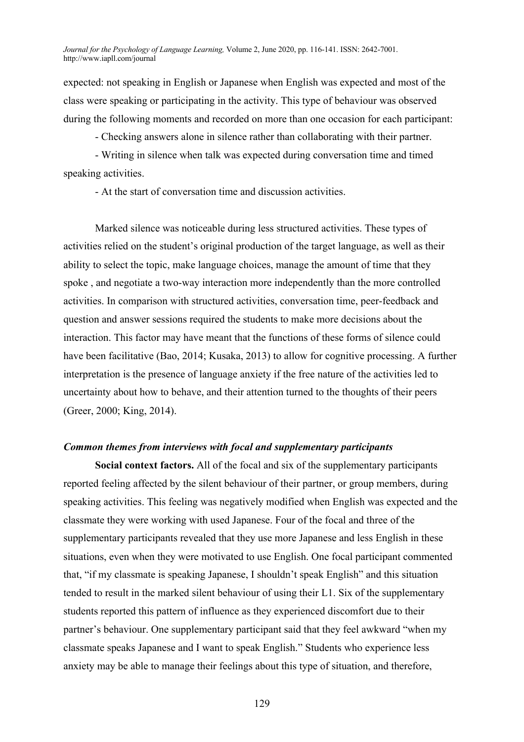expected: not speaking in English or Japanese when English was expected and most of the class were speaking or participating in the activity. This type of behaviour was observed during the following moments and recorded on more than one occasion for each participant:

- Checking answers alone in silence rather than collaborating with their partner.
- Writing in silence when talk was expected during conversation time and timed speaking activities.
- At the start of conversation time and discussion activities.

Marked silence was noticeable during less structured activities. These types of activities relied on the student's original production of the target language, as well as their ability to select the topic, make language choices, manage the amount of time that they spoke , and negotiate a two-way interaction more independently than the more controlled activities. In comparison with structured activities, conversation time, peer-feedback and question and answer sessions required the students to make more decisions about the interaction. This factor may have meant that the functions of these forms of silence could have been facilitative (Bao, 2014; Kusaka, 2013) to allow for cognitive processing. A further interpretation is the presence of language anxiety if the free nature of the activities led to uncertainty about how to behave, and their attention turned to the thoughts of their peers (Greer, 2000; King, 2014).

### *Common themes from interviews with focal and supplementary participants*

**Social context factors.** All of the focal and six of the supplementary participants reported feeling affected by the silent behaviour of their partner, or group members, during speaking activities. This feeling was negatively modified when English was expected and the classmate they were working with used Japanese. Four of the focal and three of the supplementary participants revealed that they use more Japanese and less English in these situations, even when they were motivated to use English. One focal participant commented that, "if my classmate is speaking Japanese, I shouldn't speak English" and this situation tended to result in the marked silent behaviour of using their L1. Six of the supplementary students reported this pattern of influence as they experienced discomfort due to their partner's behaviour. One supplementary participant said that they feel awkward "when my classmate speaks Japanese and I want to speak English." Students who experience less anxiety may be able to manage their feelings about this type of situation, and therefore,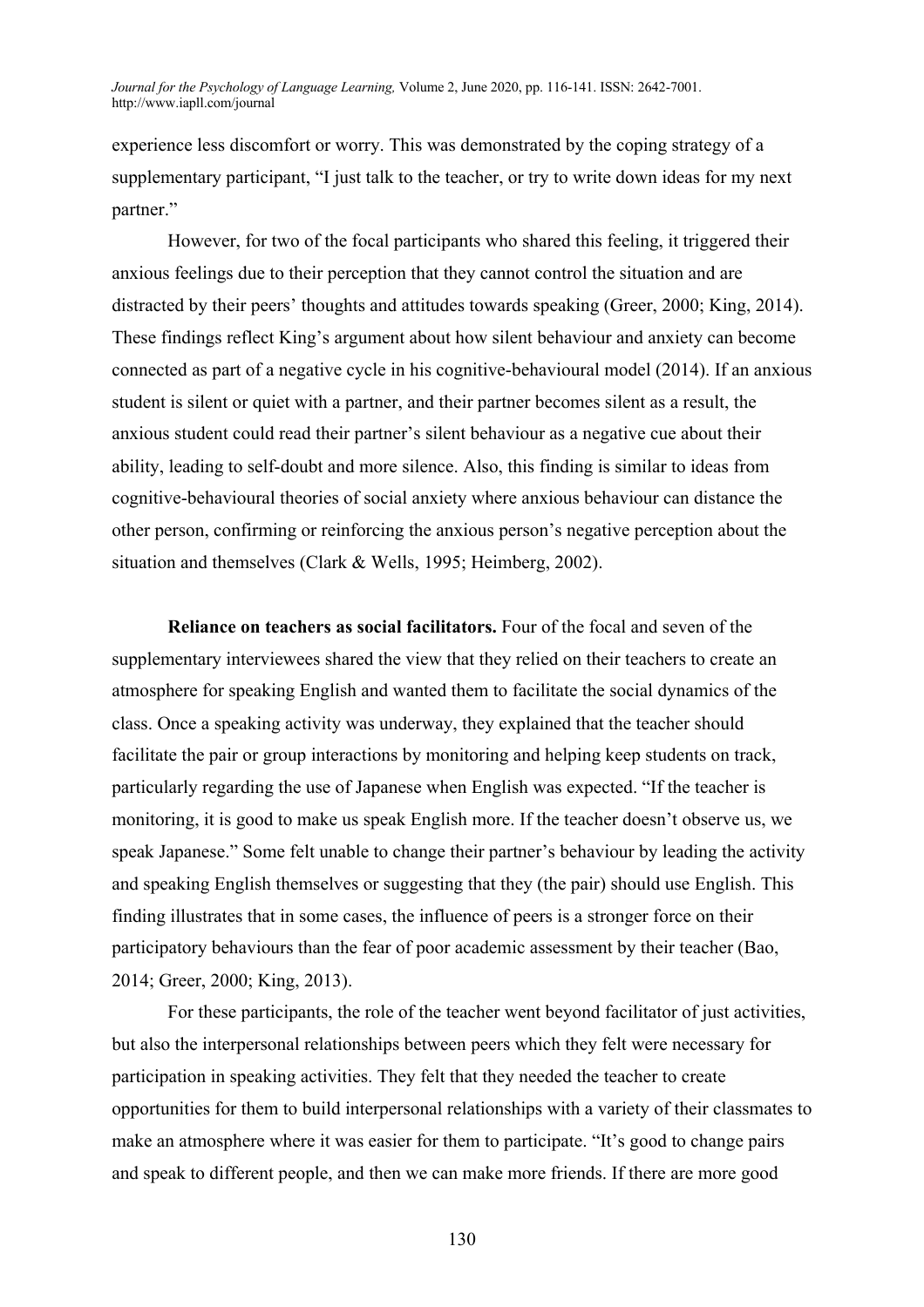experience less discomfort or worry. This was demonstrated by the coping strategy of a supplementary participant, "I just talk to the teacher, or try to write down ideas for my next partner."

However, for two of the focal participants who shared this feeling, it triggered their anxious feelings due to their perception that they cannot control the situation and are distracted by their peers' thoughts and attitudes towards speaking (Greer, 2000; King, 2014). These findings reflect King's argument about how silent behaviour and anxiety can become connected as part of a negative cycle in his cognitive-behavioural model (2014). If an anxious student is silent or quiet with a partner, and their partner becomes silent as a result, the anxious student could read their partner's silent behaviour as a negative cue about their ability, leading to self-doubt and more silence. Also, this finding is similar to ideas from cognitive-behavioural theories of social anxiety where anxious behaviour can distance the other person, confirming or reinforcing the anxious person's negative perception about the situation and themselves (Clark & Wells, 1995; Heimberg, 2002).

**Reliance on teachers as social facilitators.** Four of the focal and seven of the supplementary interviewees shared the view that they relied on their teachers to create an atmosphere for speaking English and wanted them to facilitate the social dynamics of the class. Once a speaking activity was underway, they explained that the teacher should facilitate the pair or group interactions by monitoring and helping keep students on track, particularly regarding the use of Japanese when English was expected. "If the teacher is monitoring, it is good to make us speak English more. If the teacher doesn't observe us, we speak Japanese." Some felt unable to change their partner's behaviour by leading the activity and speaking English themselves or suggesting that they (the pair) should use English. This finding illustrates that in some cases, the influence of peers is a stronger force on their participatory behaviours than the fear of poor academic assessment by their teacher (Bao, 2014; Greer, 2000; King, 2013).

For these participants, the role of the teacher went beyond facilitator of just activities, but also the interpersonal relationships between peers which they felt were necessary for participation in speaking activities. They felt that they needed the teacher to create opportunities for them to build interpersonal relationships with a variety of their classmates to make an atmosphere where it was easier for them to participate. "It's good to change pairs and speak to different people, and then we can make more friends. If there are more good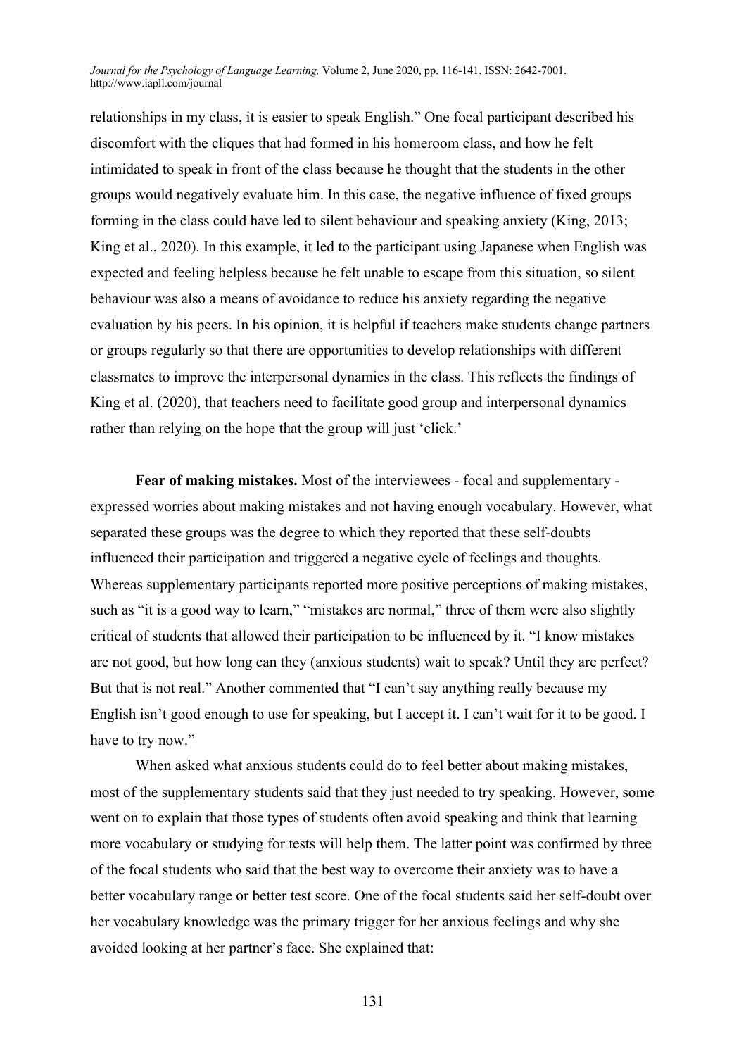relationships in my class, it is easier to speak English." One focal participant described his discomfort with the cliques that had formed in his homeroom class, and how he felt intimidated to speak in front of the class because he thought that the students in the other groups would negatively evaluate him. In this case, the negative influence of fixed groups forming in the class could have led to silent behaviour and speaking anxiety (King, 2013; King et al., 2020). In this example, it led to the participant using Japanese when English was expected and feeling helpless because he felt unable to escape from this situation, so silent behaviour was also a means of avoidance to reduce his anxiety regarding the negative evaluation by his peers. In his opinion, it is helpful if teachers make students change partners or groups regularly so that there are opportunities to develop relationships with different classmates to improve the interpersonal dynamics in the class. This reflects the findings of King et al. (2020), that teachers need to facilitate good group and interpersonal dynamics rather than relying on the hope that the group will just 'click.'

**Fear of making mistakes.** Most of the interviewees - focal and supplementary - expressed worries about making mistakes and not having enough vocabulary. However, what separated these groups was the degree to which they reported that these self-doubts influenced their participation and triggered a negative cycle of feelings and thoughts. Whereas supplementary participants reported more positive perceptions of making mistakes, such as "it is a good way to learn," "mistakes are normal," three of them were also slightly critical of students that allowed their participation to be influenced by it. "I know mistakes are not good, but how long can they (anxious students) wait to speak? Until they are perfect? But that is not real." Another commented that "I can't say anything really because my English isn't good enough to use for speaking, but I accept it. I can't wait for it to be good. I have to try now."

When asked what anxious students could do to feel better about making mistakes, most of the supplementary students said that they just needed to try speaking. However, some went on to explain that those types of students often avoid speaking and think that learning more vocabulary or studying for tests will help them. The latter point was confirmed by three of the focal students who said that the best way to overcome their anxiety was to have a better vocabulary range or better test score. One of the focal students said her self-doubt over her vocabulary knowledge was the primary trigger for her anxious feelings and why she avoided looking at her partner's face. She explained that: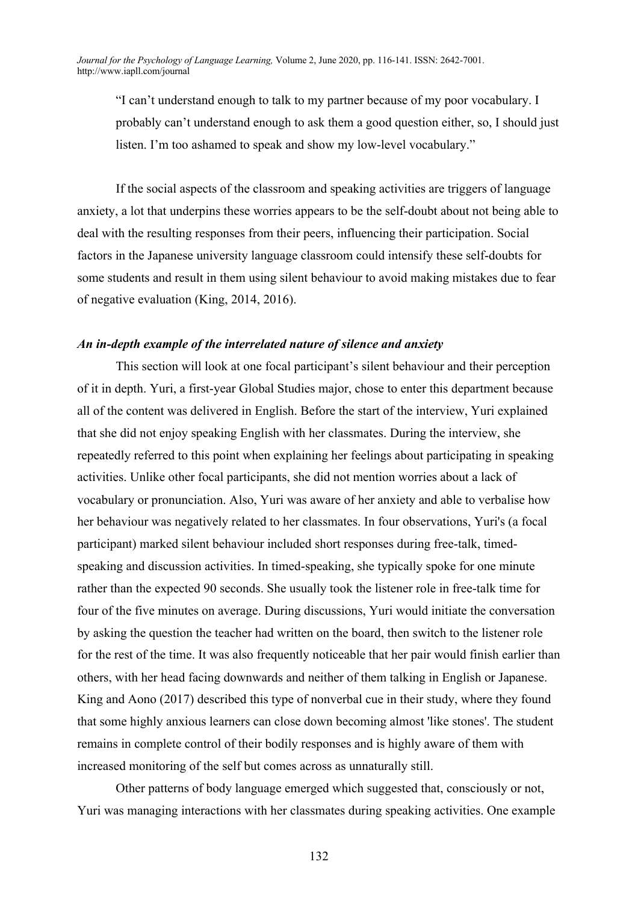> "I can't understand enough to talk to my partner because of my poor vocabulary. I probably can't understand enough to ask them a good question either, so, I should just listen. I'm too ashamed to speak and show my low-level vocabulary."

If the social aspects of the classroom and speaking activities are triggers of language anxiety, a lot that underpins these worries appears to be the self-doubt about not being able to deal with the resulting responses from their peers, influencing their participation. Social factors in the Japanese university language classroom could intensify these self-doubts for some students and result in them using silent behaviour to avoid making mistakes due to fear of negative evaluation (King, 2014, 2016).

### *An in-depth example of the interrelated nature of silence and anxiety*

This section will look at one focal participant's silent behaviour and their perception of it in depth. Yuri, a first-year Global Studies major, chose to enter this department because all of the content was delivered in English. Before the start of the interview, Yuri explained that she did not enjoy speaking English with her classmates. During the interview, she repeatedly referred to this point when explaining her feelings about participating in speaking activities. Unlike other focal participants, she did not mention worries about a lack of vocabulary or pronunciation. Also, Yuri was aware of her anxiety and able to verbalise how her behaviour was negatively related to her classmates. In four observations, Yuri's (a focal participant) marked silent behaviour included short responses during free-talk, timed-speaking and discussion activities. In timed-speaking, she typically spoke for one minute rather than the expected 90 seconds. She usually took the listener role in free-talk time for four of the five minutes on average. During discussions, Yuri would initiate the conversation by asking the question the teacher had written on the board, then switch to the listener role for the rest of the time. It was also frequently noticeable that her pair would finish earlier than others, with her head facing downwards and neither of them talking in English or Japanese. King and Aono (2017) described this type of nonverbal cue in their study, where they found that some highly anxious learners can close down becoming almost 'like stones'. The student remains in complete control of their bodily responses and is highly aware of them with increased monitoring of the self but comes across as unnaturally still.

Other patterns of body language emerged which suggested that, consciously or not, Yuri was managing interactions with her classmates during speaking activities. One example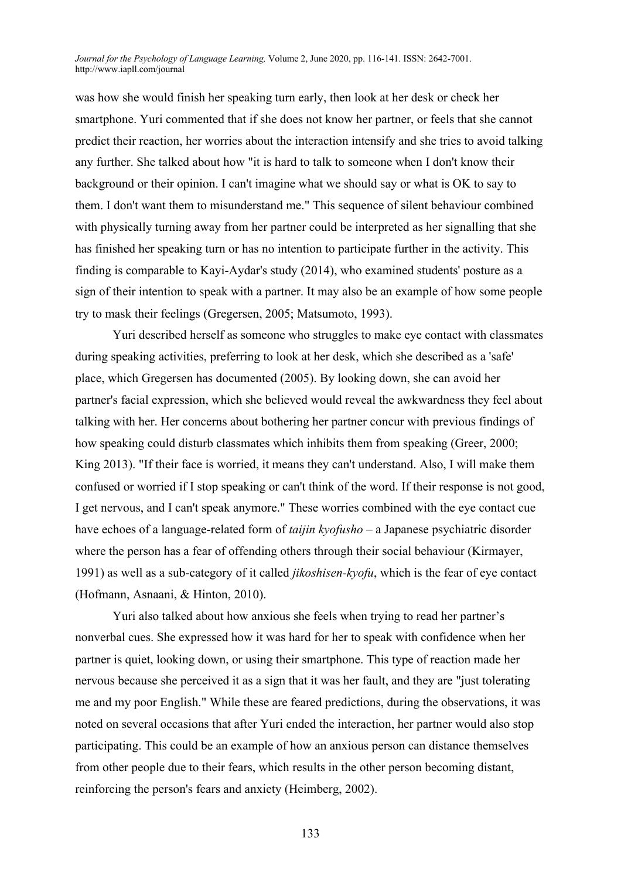was how she would finish her speaking turn early, then look at her desk or check her smartphone. Yuri commented that if she does not know her partner, or feels that she cannot predict their reaction, her worries about the interaction intensify and she tries to avoid talking any further. She talked about how "it is hard to talk to someone when I don't know their background or their opinion. I can't imagine what we should say or what is OK to say to them. I don't want them to misunderstand me." This sequence of silent behaviour combined with physically turning away from her partner could be interpreted as her signalling that she has finished her speaking turn or has no intention to participate further in the activity. This finding is comparable to Kayi-Aydar's study (2014), who examined students' posture as a sign of their intention to speak with a partner. It may also be an example of how some people try to mask their feelings (Gregersen, 2005; Matsumoto, 1993).

Yuri described herself as someone who struggles to make eye contact with classmates during speaking activities, preferring to look at her desk, which she described as a 'safe' place, which Gregersen has documented (2005). By looking down, she can avoid her partner's facial expression, which she believed would reveal the awkwardness they feel about talking with her. Her concerns about bothering her partner concur with previous findings of how speaking could disturb classmates which inhibits them from speaking (Greer, 2000; King 2013). "If their face is worried, it means they can't understand. Also, I will make them confused or worried if I stop speaking or can't think of the word. If their response is not good, I get nervous, and I can't speak anymore." These worries combined with the eye contact cue have echoes of a language-related form of *taijin kyofusho* – a Japanese psychiatric disorder where the person has a fear of offending others through their social behaviour (Kirmayer, 1991) as well as a sub-category of it called *jikoshisen-kyofu*, which is the fear of eye contact (Hofmann, Asnaani, & Hinton, 2010).

Yuri also talked about how anxious she feels when trying to read her partner's nonverbal cues. She expressed how it was hard for her to speak with confidence when her partner is quiet, looking down, or using their smartphone. This type of reaction made her nervous because she perceived it as a sign that it was her fault, and they are "just tolerating me and my poor English." While these are feared predictions, during the observations, it was noted on several occasions that after Yuri ended the interaction, her partner would also stop participating. This could be an example of how an anxious person can distance themselves from other people due to their fears, which results in the other person becoming distant, reinforcing the person's fears and anxiety (Heimberg, 2002).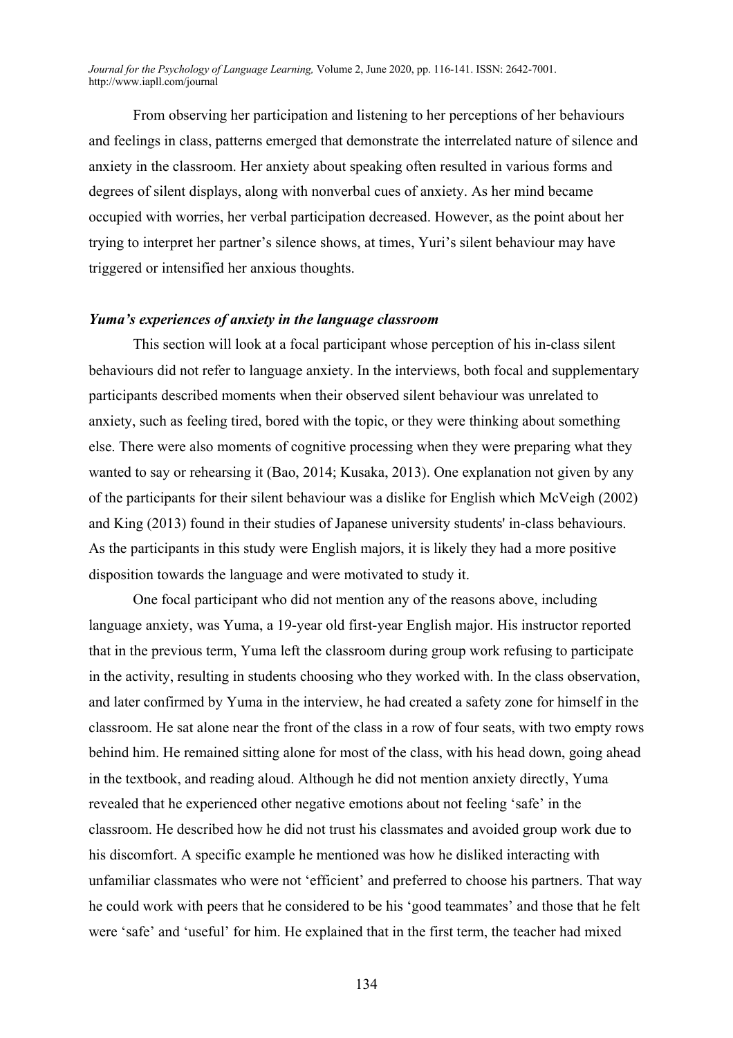From observing her participation and listening to her perceptions of her behaviours and feelings in class, patterns emerged that demonstrate the interrelated nature of silence and anxiety in the classroom. Her anxiety about speaking often resulted in various forms and degrees of silent displays, along with nonverbal cues of anxiety. As her mind became occupied with worries, her verbal participation decreased. However, as the point about her trying to interpret her partner's silence shows, at times, Yuri's silent behaviour may have triggered or intensified her anxious thoughts.

### *Yuma's experiences of anxiety in the language classroom*

This section will look at a focal participant whose perception of his in-class silent behaviours did not refer to language anxiety. In the interviews, both focal and supplementary participants described moments when their observed silent behaviour was unrelated to anxiety, such as feeling tired, bored with the topic, or they were thinking about something else. There were also moments of cognitive processing when they were preparing what they wanted to say or rehearsing it (Bao, 2014; Kusaka, 2013). One explanation not given by any of the participants for their silent behaviour was a dislike for English which McVeigh (2002) and King (2013) found in their studies of Japanese university students' in-class behaviours. As the participants in this study were English majors, it is likely they had a more positive disposition towards the language and were motivated to study it.

One focal participant who did not mention any of the reasons above, including language anxiety, was Yuma, a 19-year old first-year English major. His instructor reported that in the previous term, Yuma left the classroom during group work refusing to participate in the activity, resulting in students choosing who they worked with. In the class observation, and later confirmed by Yuma in the interview, he had created a safety zone for himself in the classroom. He sat alone near the front of the class in a row of four seats, with two empty rows behind him. He remained sitting alone for most of the class, with his head down, going ahead in the textbook, and reading aloud. Although he did not mention anxiety directly, Yuma revealed that he experienced other negative emotions about not feeling 'safe' in the classroom. He described how he did not trust his classmates and avoided group work due to his discomfort. A specific example he mentioned was how he disliked interacting with unfamiliar classmates who were not 'efficient' and preferred to choose his partners. That way he could work with peers that he considered to be his 'good teammates' and those that he felt were 'safe' and 'useful' for him. He explained that in the first term, the teacher had mixed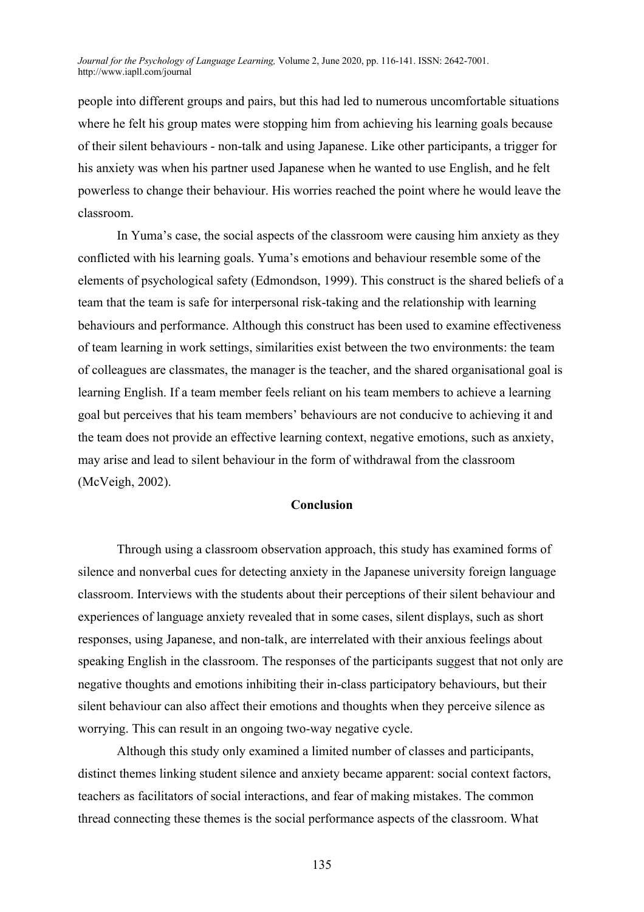people into different groups and pairs, but this had led to numerous uncomfortable situations where he felt his group mates were stopping him from achieving his learning goals because of their silent behaviours - non-talk and using Japanese. Like other participants, a trigger for his anxiety was when his partner used Japanese when he wanted to use English, and he felt powerless to change their behaviour. His worries reached the point where he would leave the classroom.

In Yuma's case, the social aspects of the classroom were causing him anxiety as they conflicted with his learning goals. Yuma's emotions and behaviour resemble some of the elements of psychological safety (Edmondson, 1999). This construct is the shared beliefs of a team that the team is safe for interpersonal risk-taking and the relationship with learning behaviours and performance. Although this construct has been used to examine effectiveness of team learning in work settings, similarities exist between the two environments: the team of colleagues are classmates, the manager is the teacher, and the shared organisational goal is learning English. If a team member feels reliant on his team members to achieve a learning goal but perceives that his team members' behaviours are not conducive to achieving it and the team does not provide an effective learning context, negative emotions, such as anxiety, may arise and lead to silent behaviour in the form of withdrawal from the classroom (McVeigh, 2002).

## Conclusion

Through using a classroom observation approach, this study has examined forms of silence and nonverbal cues for detecting anxiety in the Japanese university foreign language classroom. Interviews with the students about their perceptions of their silent behaviour and experiences of language anxiety revealed that in some cases, silent displays, such as short responses, using Japanese, and non-talk, are interrelated with their anxious feelings about speaking English in the classroom. The responses of the participants suggest that not only are negative thoughts and emotions inhibiting their in-class participatory behaviours, but their silent behaviour can also affect their emotions and thoughts when they perceive silence as worrying. This can result in an ongoing two-way negative cycle.

Although this study only examined a limited number of classes and participants, distinct themes linking student silence and anxiety became apparent: social context factors, teachers as facilitators of social interactions, and fear of making mistakes. The common thread connecting these themes is the social performance aspects of the classroom. What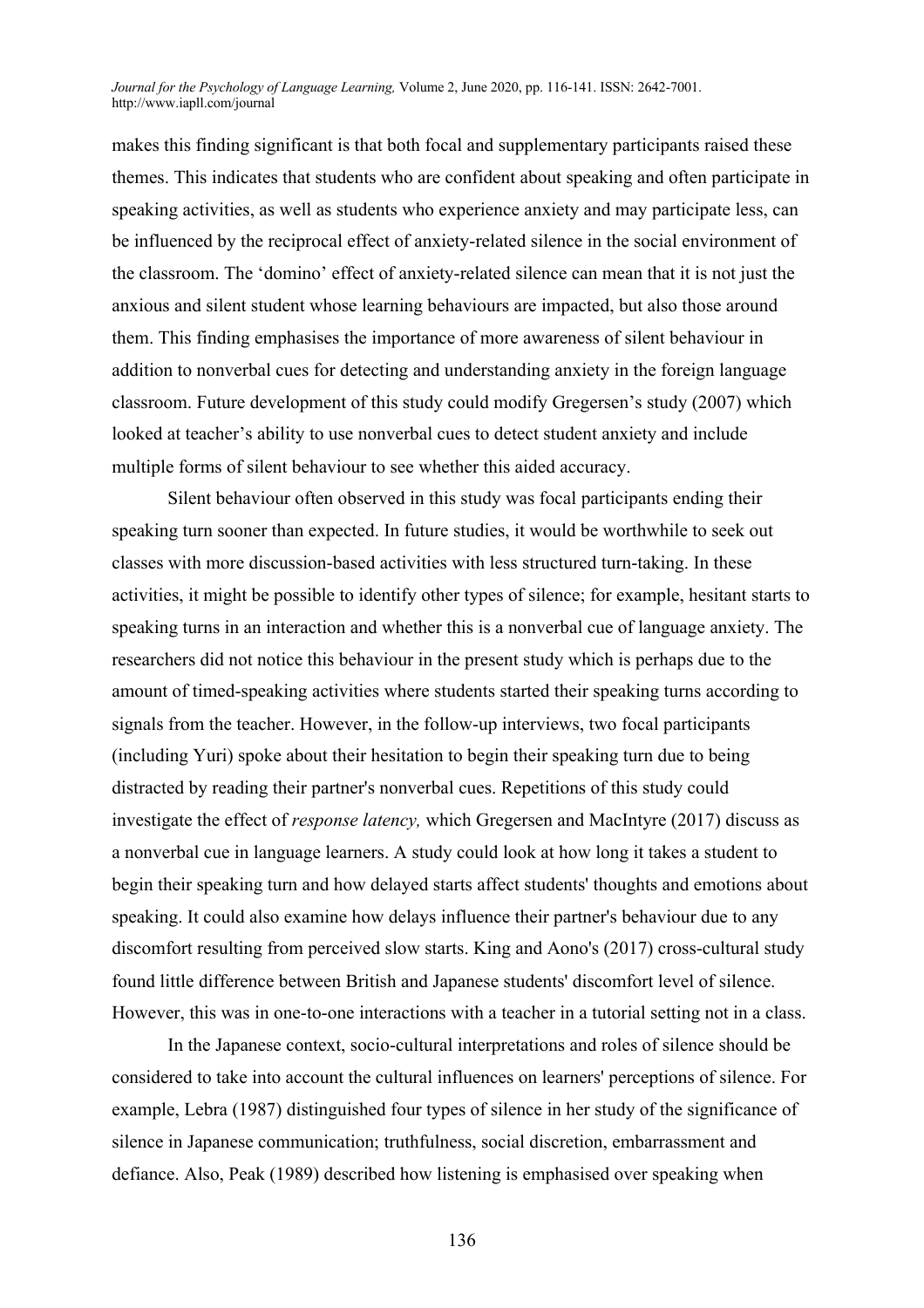makes this finding significant is that both focal and supplementary participants raised these themes. This indicates that students who are confident about speaking and often participate in speaking activities, as well as students who experience anxiety and may participate less, can be influenced by the reciprocal effect of anxiety-related silence in the social environment of the classroom. The 'domino' effect of anxiety-related silence can mean that it is not just the anxious and silent student whose learning behaviours are impacted, but also those around them. This finding emphasises the importance of more awareness of silent behaviour in addition to nonverbal cues for detecting and understanding anxiety in the foreign language classroom. Future development of this study could modify Gregersen's study (2007) which looked at teacher's ability to use nonverbal cues to detect student anxiety and include multiple forms of silent behaviour to see whether this aided accuracy.

Silent behaviour often observed in this study was focal participants ending their speaking turn sooner than expected. In future studies, it would be worthwhile to seek out classes with more discussion-based activities with less structured turn-taking. In these activities, it might be possible to identify other types of silence; for example, hesitant starts to speaking turns in an interaction and whether this is a nonverbal cue of language anxiety. The researchers did not notice this behaviour in the present study which is perhaps due to the amount of timed-speaking activities where students started their speaking turns according to signals from the teacher. However, in the follow-up interviews, two focal participants (including Yuri) spoke about their hesitation to begin their speaking turn due to being distracted by reading their partner's nonverbal cues. Repetitions of this study could investigate the effect of *response latency,* which Gregersen and MacIntyre (2017) discuss as a nonverbal cue in language learners. A study could look at how long it takes a student to begin their speaking turn and how delayed starts affect students' thoughts and emotions about speaking. It could also examine how delays influence their partner's behaviour due to any discomfort resulting from perceived slow starts. King and Aono's (2017) cross-cultural study found little difference between British and Japanese students' discomfort level of silence. However, this was in one-to-one interactions with a teacher in a tutorial setting not in a class.

In the Japanese context, socio-cultural interpretations and roles of silence should be considered to take into account the cultural influences on learners' perceptions of silence. For example, Lebra (1987) distinguished four types of silence in her study of the significance of silence in Japanese communication; truthfulness, social discretion, embarrassment and defiance. Also, Peak (1989) described how listening is emphasised over speaking when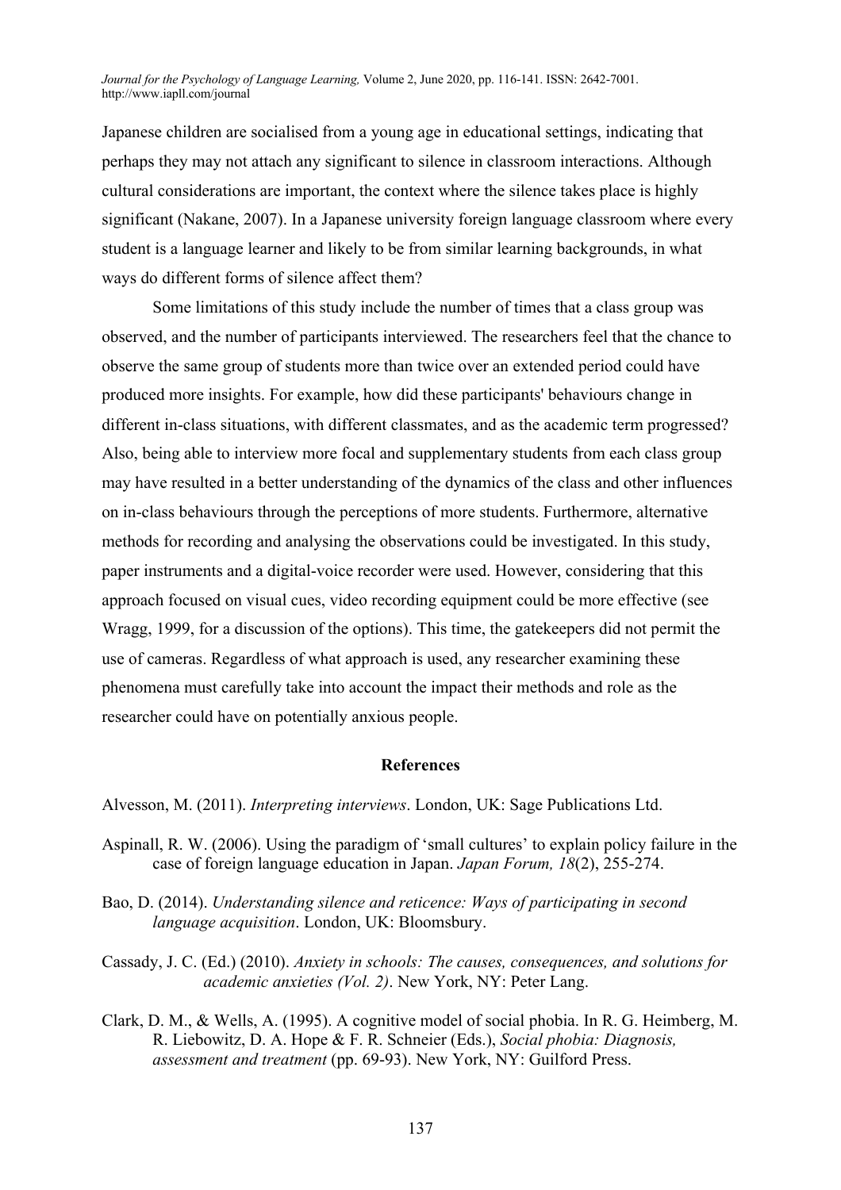Japanese children are socialised from a young age in educational settings, indicating that perhaps they may not attach any significant to silence in classroom interactions. Although cultural considerations are important, the context where the silence takes place is highly significant (Nakane, 2007). In a Japanese university foreign language classroom where every student is a language learner and likely to be from similar learning backgrounds, in what ways do different forms of silence affect them?

Some limitations of this study include the number of times that a class group was observed, and the number of participants interviewed. The researchers feel that the chance to observe the same group of students more than twice over an extended period could have produced more insights. For example, how did these participants' behaviours change in different in-class situations, with different classmates, and as the academic term progressed? Also, being able to interview more focal and supplementary students from each class group may have resulted in a better understanding of the dynamics of the class and other influences on in-class behaviours through the perceptions of more students. Furthermore, alternative methods for recording and analysing the observations could be investigated. In this study, paper instruments and a digital-voice recorder were used. However, considering that this approach focused on visual cues, video recording equipment could be more effective (see Wragg, 1999, for a discussion of the options). This time, the gatekeepers did not permit the use of cameras. Regardless of what approach is used, any researcher examining these phenomena must carefully take into account the impact their methods and role as the researcher could have on potentially anxious people.

## References

Alvesson, M. (2011). *Interpreting interviews*. London, UK: Sage Publications Ltd.

Aspinall, R. W. (2006). Using the paradigm of 'small cultures' to explain policy failure in the case of foreign language education in Japan. *Japan Forum, 18*(2), 255-274.

Bao, D. (2014). *Understanding silence and reticence: Ways of participating in second language acquisition*. London, UK: Bloomsbury.

Cassady, J. C. (Ed.) (2010). *Anxiety in schools: The causes, consequences, and solutions for academic anxieties (Vol. 2)*. New York, NY: Peter Lang.

Clark, D. M., & Wells, A. (1995). A cognitive model of social phobia. In R. G. Heimberg, M. R. Liebowitz, D. A. Hope & F. R. Schneier (Eds.), *Social phobia: Diagnosis, assessment and treatment* (pp. 69-93). New York, NY: Guilford Press.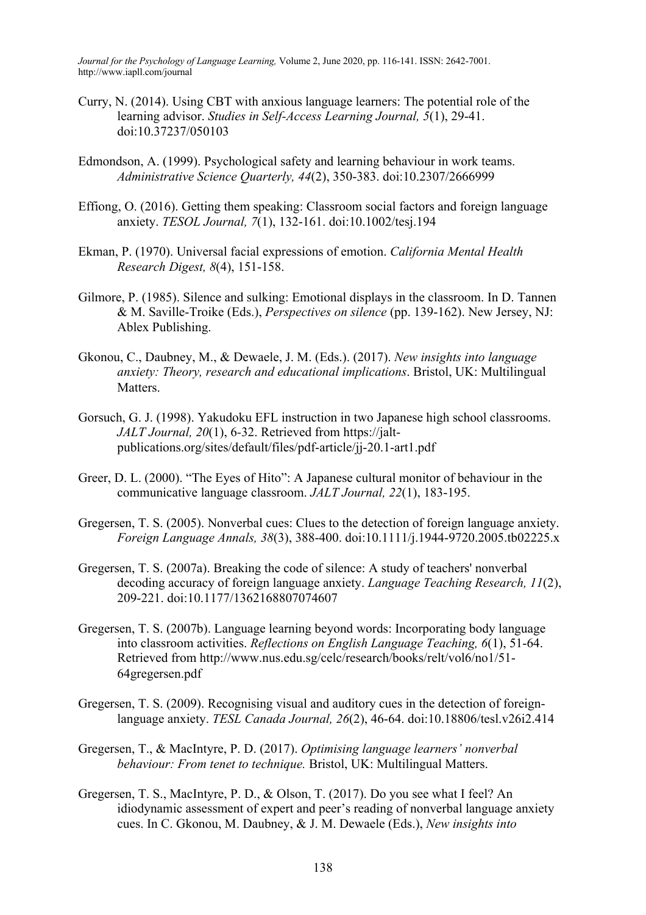Curry, N. (2014). Using CBT with anxious language learners: The potential role of the learning advisor. *Studies in Self-Access Learning Journal, 5*(1), 29-41. doi:10.37237/050103

Edmondson, A. (1999). Psychological safety and learning behaviour in work teams. *Administrative Science Quarterly, 44*(2), 350-383. doi:10.2307/2666999

Effiong, O. (2016). Getting them speaking: Classroom social factors and foreign language anxiety. *TESOL Journal, 7*(1), 132-161. doi:10.1002/tesj.194

Ekman, P. (1970). Universal facial expressions of emotion. *California Mental Health Research Digest, 8*(4), 151-158.

Gilmore, P. (1985). Silence and sulking: Emotional displays in the classroom. In D. Tannen & M. Saville-Troike (Eds.), *Perspectives on silence* (pp. 139-162). New Jersey, NJ: Ablex Publishing.

Gkonou, C., Daubney, M., & Dewaele, J. M. (Eds.). (2017). *New insights into language anxiety: Theory, research and educational implications*. Bristol, UK: Multilingual Matters.

Gorsuch, G. J. (1998). Yakudoku EFL instruction in two Japanese high school classrooms. *JALT Journal, 20*(1), 6-32. Retrieved from https://jalt-publications.org/sites/default/files/pdf-article/jj-20.1-art1.pdf

Greer, D. L. (2000). "The Eyes of Hito": A Japanese cultural monitor of behaviour in the communicative language classroom. *JALT Journal, 22*(1), 183-195.

Gregersen, T. S. (2005). Nonverbal cues: Clues to the detection of foreign language anxiety. *Foreign Language Annals, 38*(3), 388-400. doi:10.1111/j.1944-9720.2005.tb02225.x

Gregersen, T. S. (2007a). Breaking the code of silence: A study of teachers' nonverbal decoding accuracy of foreign language anxiety. *Language Teaching Research, 11*(2), 209-221. doi:10.1177/1362168807074607

Gregersen, T. S. (2007b). Language learning beyond words: Incorporating body language into classroom activities. *Reflections on English Language Teaching, 6*(1), 51-64. Retrieved from http://www.nus.edu.sg/celc/research/books/relt/vol6/no1/51-64gregersen.pdf

Gregersen, T. S. (2009). Recognising visual and auditory cues in the detection of foreign-language anxiety. *TESL Canada Journal, 26*(2), 46-64. doi:10.18806/tesl.v26i2.414

Gregersen, T., & MacIntyre, P. D. (2017). *Optimising language learners' nonverbal behaviour: From tenet to technique.* Bristol, UK: Multilingual Matters.

Gregersen, T. S., MacIntyre, P. D., & Olson, T. (2017). Do you see what I feel? An idiodynamic assessment of expert and peer's reading of nonverbal language anxiety cues. In C. Gkonou, M. Daubney, & J. M. Dewaele (Eds.), *New insights into*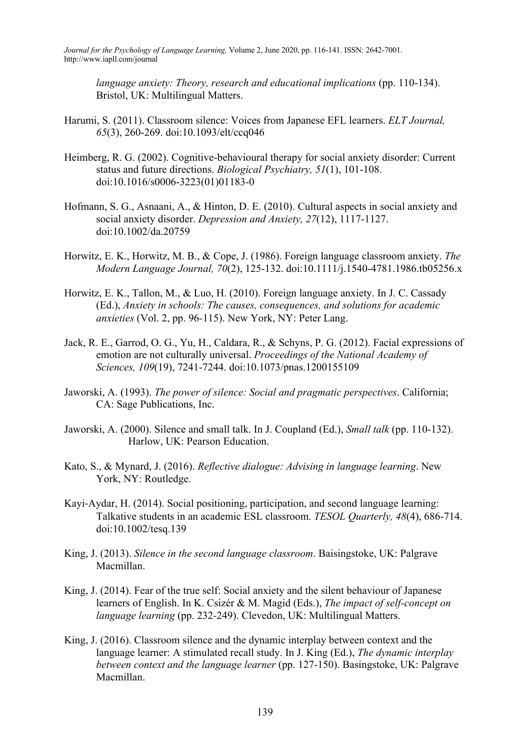*language anxiety: Theory, research and educational implications* (pp. 110-134). Bristol, UK: Multilingual Matters.

Harumi, S. (2011). Classroom silence: Voices from Japanese EFL learners. *ELT Journal, 65*(3), 260-269. doi:10.1093/elt/ccq046

Heimberg, R. G. (2002). Cognitive-behavioural therapy for social anxiety disorder: Current status and future directions. *Biological Psychiatry, 51*(1), 101-108. doi:10.1016/s0006-3223(01)01183-0

Hofmann, S. G., Asnaani, A., & Hinton, D. E. (2010). Cultural aspects in social anxiety and social anxiety disorder. *Depression and Anxiety, 27*(12), 1117-1127. doi:10.1002/da.20759

Horwitz, E. K., Horwitz, M. B., & Cope, J. (1986). Foreign language classroom anxiety. *The Modern Language Journal, 70*(2), 125-132. doi:10.1111/j.1540-4781.1986.tb05256.x

Horwitz, E. K., Tallon, M., & Luo, H. (2010). Foreign language anxiety. In J. C. Cassady (Ed.), *Anxiety in schools: The causes, consequences, and solutions for academic anxieties* (Vol. 2, pp. 96-115). New York, NY: Peter Lang.

Jack, R. E., Garrod, O. G., Yu, H., Caldara, R., & Schyns, P. G. (2012). Facial expressions of emotion are not culturally universal. *Proceedings of the National Academy of Sciences, 109*(19), 7241-7244. doi:10.1073/pnas.1200155109

Jaworski, A. (1993). *The power of silence: Social and pragmatic perspectives*. California; CA: Sage Publications, Inc.

Jaworski, A. (2000). Silence and small talk. In J. Coupland (Ed.), *Small talk* (pp. 110-132). Harlow, UK: Pearson Education.

Kato, S., & Mynard, J. (2016). *Reflective dialogue: Advising in language learning*. New York, NY: Routledge.

Kayi-Aydar, H. (2014). Social positioning, participation, and second language learning: Talkative students in an academic ESL classroom. *TESOL Quarterly, 48*(4), 686-714. doi:10.1002/tesq.139

King, J. (2013). *Silence in the second language classroom*. Baisingstoke, UK: Palgrave Macmillan.

King, J. (2014). Fear of the true self: Social anxiety and the silent behaviour of Japanese learners of English. In K. Csizér & M. Magid (Eds.), *The impact of self-concept on language learning* (pp. 232-249). Clevedon, UK: Multilingual Matters.

King, J. (2016). Classroom silence and the dynamic interplay between context and the language learner: A stimulated recall study. In J. King (Ed.), *The dynamic interplay between context and the language learner* (pp. 127-150). Basingstoke, UK: Palgrave Macmillan.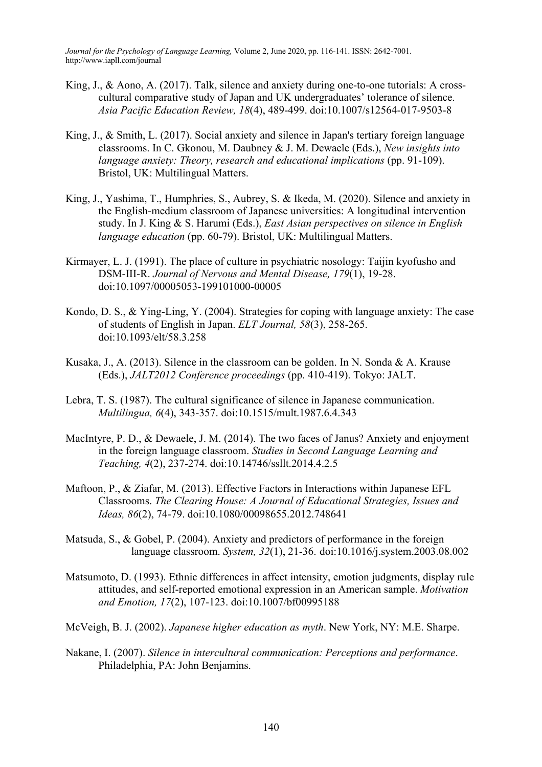King, J., & Aono, A. (2017). Talk, silence and anxiety during one-to-one tutorials: A cross-cultural comparative study of Japan and UK undergraduates' tolerance of silence. *Asia Pacific Education Review, 18*(4), 489-499. doi:10.1007/s12564-017-9503-8

King, J., & Smith, L. (2017). Social anxiety and silence in Japan's tertiary foreign language classrooms. In C. Gkonou, M. Daubney & J. M. Dewaele (Eds.), *New insights into language anxiety: Theory, research and educational implications* (pp. 91-109). Bristol, UK: Multilingual Matters.

King, J., Yashima, T., Humphries, S., Aubrey, S. & Ikeda, M. (2020). Silence and anxiety in the English-medium classroom of Japanese universities: A longitudinal intervention study. In J. King & S. Harumi (Eds.), *East Asian perspectives on silence in English language education* (pp. 60-79). Bristol, UK: Multilingual Matters.

Kirmayer, L. J. (1991). The place of culture in psychiatric nosology: Taijin kyofusho and DSM-III-R. *Journal of Nervous and Mental Disease, 179*(1), 19-28. doi:10.1097/00005053-199101000-00005

Kondo, D. S., & Ying-Ling, Y. (2004). Strategies for coping with language anxiety: The case of students of English in Japan. *ELT Journal, 58*(3), 258-265. doi:10.1093/elt/58.3.258

Kusaka, J., A. (2013). Silence in the classroom can be golden. In N. Sonda & A. Krause (Eds.), *JALT2012 Conference proceedings* (pp. 410-419). Tokyo: JALT.

Lebra, T. S. (1987). The cultural significance of silence in Japanese communication. *Multilingua, 6*(4), 343-357. doi:10.1515/mult.1987.6.4.343

MacIntyre, P. D., & Dewaele, J. M. (2014). The two faces of Janus? Anxiety and enjoyment in the foreign language classroom. *Studies in Second Language Learning and Teaching, 4*(2), 237-274. doi:10.14746/ssllt.2014.4.2.5

Maftoon, P., & Ziafar, M. (2013). Effective Factors in Interactions within Japanese EFL Classrooms. *The Clearing House: A Journal of Educational Strategies, Issues and Ideas, 86*(2), 74-79. doi:10.1080/00098655.2012.748641

Matsuda, S., & Gobel, P. (2004). Anxiety and predictors of performance in the foreign language classroom. *System, 32*(1), 21-36. doi:10.1016/j.system.2003.08.002

Matsumoto, D. (1993). Ethnic differences in affect intensity, emotion judgments, display rule attitudes, and self-reported emotional expression in an American sample. *Motivation and Emotion, 17*(2), 107-123. doi:10.1007/bf00995188

McVeigh, B. J. (2002). *Japanese higher education as myth*. New York, NY: M.E. Sharpe.

Nakane, I. (2007). *Silence in intercultural communication: Perceptions and performance*. Philadelphia, PA: John Benjamins.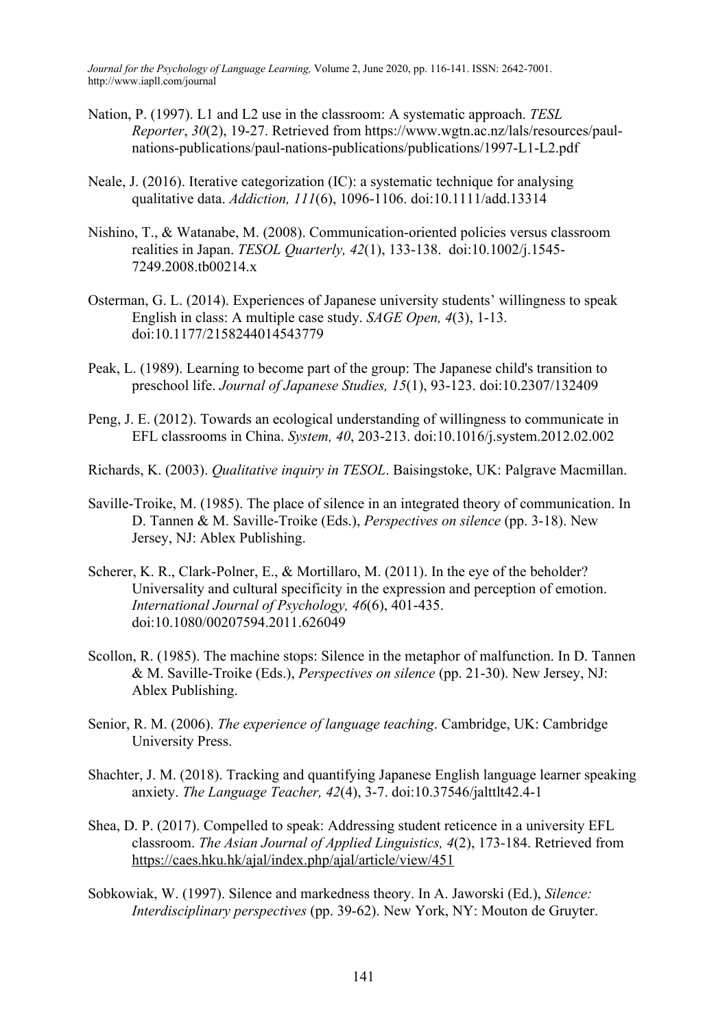Nation, P. (1997). L1 and L2 use in the classroom: A systematic approach. *TESL Reporter*, *30*(2), 19-27. Retrieved from https://www.wgtn.ac.nz/lals/resources/paul-nations-publications/paul-nations-publications/publications/1997-L1-L2.pdf

Neale, J. (2016). Iterative categorization (IC): a systematic technique for analysing qualitative data. *Addiction, 111*(6), 1096-1106. doi:10.1111/add.13314

Nishino, T., & Watanabe, M. (2008). Communication-oriented policies versus classroom realities in Japan. *TESOL Quarterly, 42*(1), 133-138. doi:10.1002/j.1545-7249.2008.tb00214.x

Osterman, G. L. (2014). Experiences of Japanese university students' willingness to speak English in class: A multiple case study. *SAGE Open, 4*(3), 1-13. doi:10.1177/2158244014543779

Peak, L. (1989). Learning to become part of the group: The Japanese child's transition to preschool life. *Journal of Japanese Studies, 15*(1), 93-123. doi:10.2307/132409

Peng, J. E. (2012). Towards an ecological understanding of willingness to communicate in EFL classrooms in China. *System, 40*, 203-213. doi:10.1016/j.system.2012.02.002

Richards, K. (2003). *Qualitative inquiry in TESOL*. Baisingstoke, UK: Palgrave Macmillan.

Saville-Troike, M. (1985). The place of silence in an integrated theory of communication. In D. Tannen & M. Saville-Troike (Eds.), *Perspectives on silence* (pp. 3-18). New Jersey, NJ: Ablex Publishing.

Scherer, K. R., Clark-Polner, E., & Mortillaro, M. (2011). In the eye of the beholder? Universality and cultural specificity in the expression and perception of emotion. *International Journal of Psychology, 46*(6), 401-435. doi:10.1080/00207594.2011.626049

Scollon, R. (1985). The machine stops: Silence in the metaphor of malfunction. In D. Tannen & M. Saville-Troike (Eds.), *Perspectives on silence* (pp. 21-30). New Jersey, NJ: Ablex Publishing.

Senior, R. M. (2006). *The experience of language teaching*. Cambridge, UK: Cambridge University Press.

Shachter, J. M. (2018). Tracking and quantifying Japanese English language learner speaking anxiety. *The Language Teacher, 42*(4), 3-7. doi:10.37546/jalttlt42.4-1

Shea, D. P. (2017). Compelled to speak: Addressing student reticence in a university EFL classroom. *The Asian Journal of Applied Linguistics, 4*(2), 173-184. Retrieved from https://caes.hku.hk/ajal/index.php/ajal/article/view/451

Sobkowiak, W. (1997). Silence and markedness theory. In A. Jaworski (Ed.), *Silence: Interdisciplinary perspectives* (pp. 39-62). New York, NY: Mouton de Gruyter.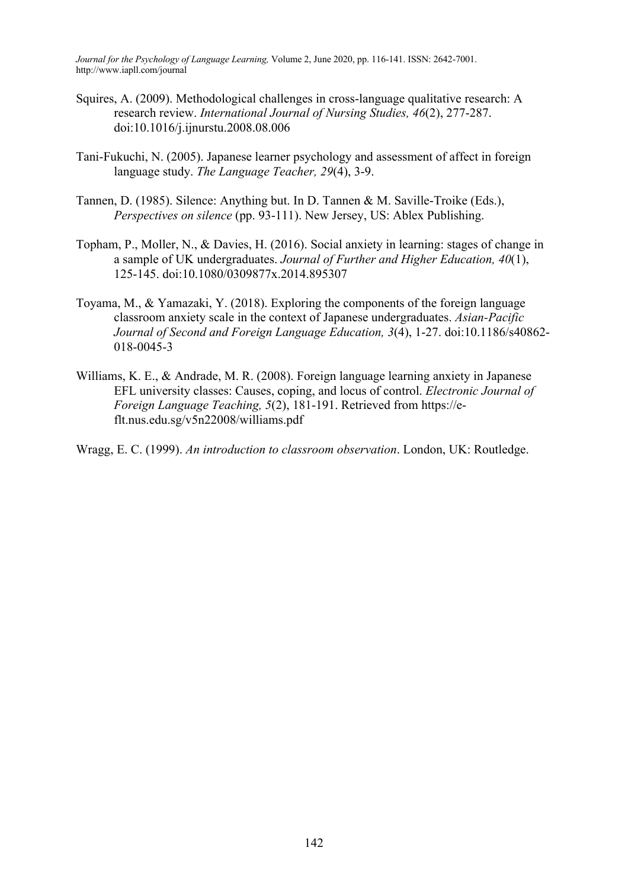Squires, A. (2009). Methodological challenges in cross-language qualitative research: A research review. *International Journal of Nursing Studies, 46*(2), 277-287. doi:10.1016/j.ijnurstu.2008.08.006

Tani-Fukuchi, N. (2005). Japanese learner psychology and assessment of affect in foreign language study. *The Language Teacher, 29*(4), 3-9.

Tannen, D. (1985). Silence: Anything but. In D. Tannen & M. Saville-Troike (Eds.), *Perspectives on silence* (pp. 93-111). New Jersey, US: Ablex Publishing.

Topham, P., Moller, N., & Davies, H. (2016). Social anxiety in learning: stages of change in a sample of UK undergraduates. *Journal of Further and Higher Education, 40*(1), 125-145. doi:10.1080/0309877x.2014.895307

Toyama, M., & Yamazaki, Y. (2018). Exploring the components of the foreign language classroom anxiety scale in the context of Japanese undergraduates. *Asian-Pacific Journal of Second and Foreign Language Education, 3*(4), 1-27. doi:10.1186/s40862-018-0045-3

Williams, K. E., & Andrade, M. R. (2008). Foreign language learning anxiety in Japanese EFL university classes: Causes, coping, and locus of control. *Electronic Journal of Foreign Language Teaching, 5*(2), 181-191. Retrieved from https://e-flt.nus.edu.sg/v5n22008/williams.pdf

Wragg, E. C. (1999). *An introduction to classroom observation*. London, UK: Routledge.